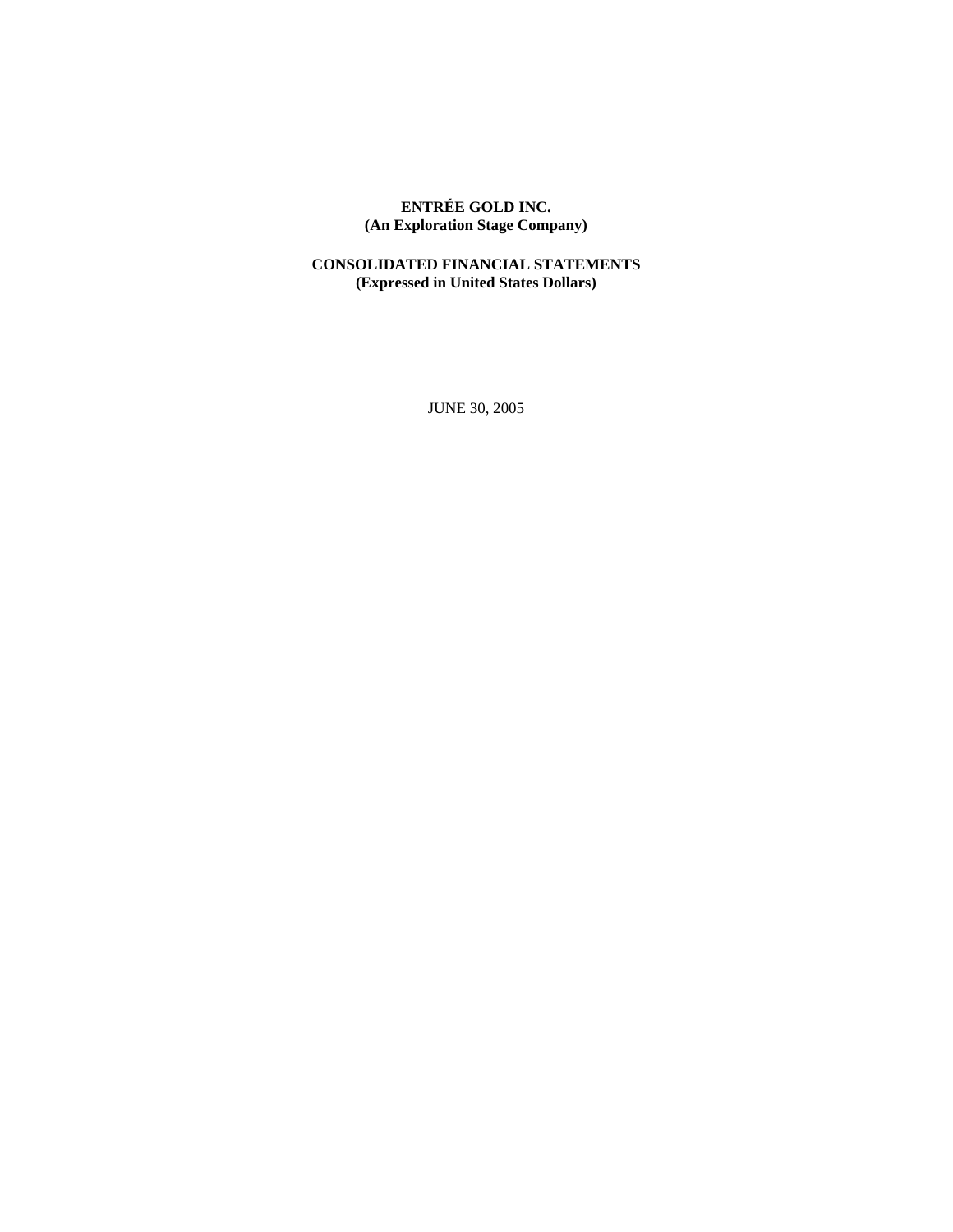**ENTRÉE GOLD INC.**
**(An Exploration Stage Company)**

**CONSOLIDATED FINANCIAL STATEMENTS**
**(Expressed in United States Dollars)**

JUNE 30, 2005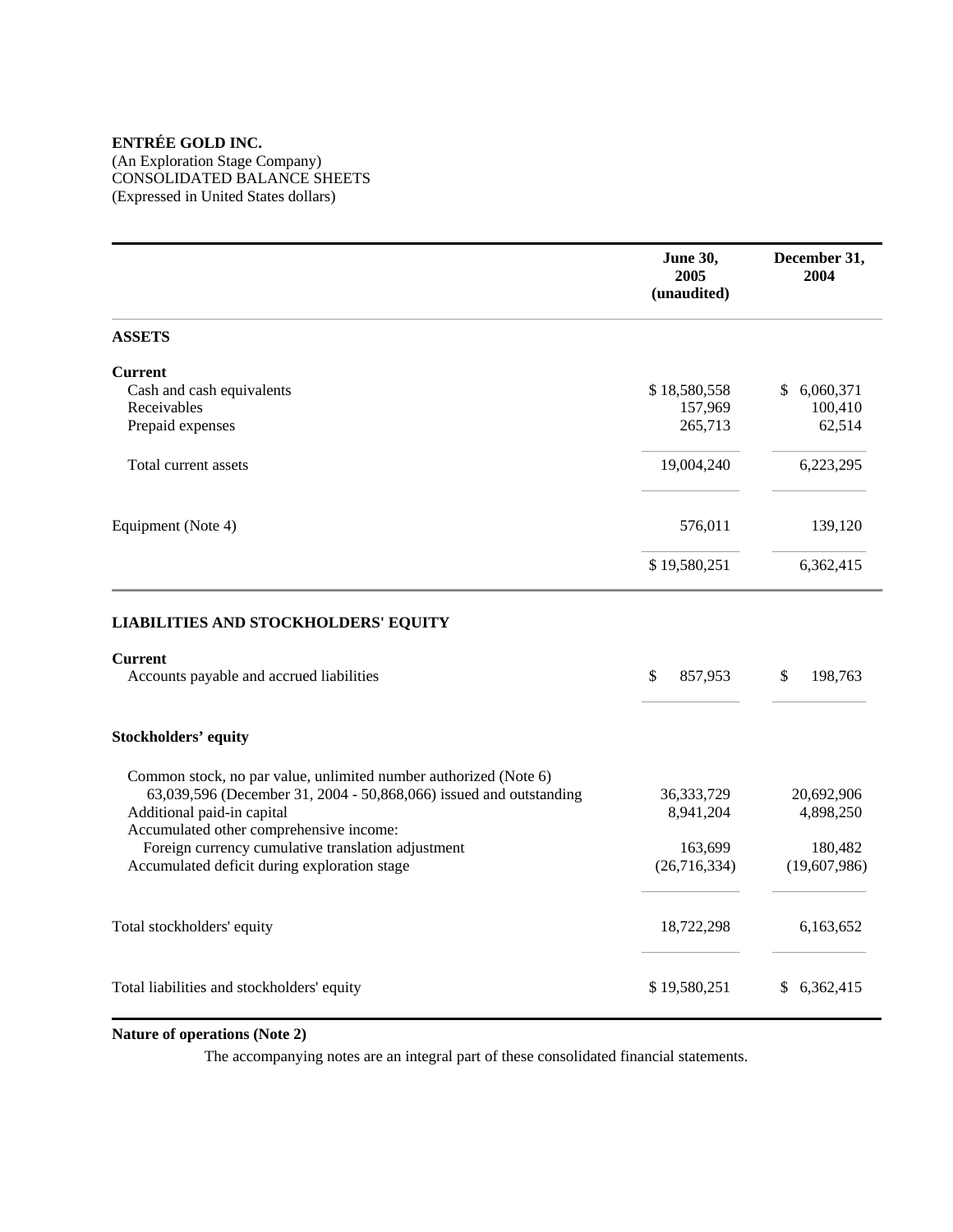**ENTRÉE GOLD INC.**
(An Exploration Stage Company)
CONSOLIDATED BALANCE SHEETS
(Expressed in United States dollars)

| | **June 30, 2005 (unaudited)** | **December 31, 2004** |
|---|---|---|
| **ASSETS** | | |
| **Current** | | |
| Cash and cash equivalents | $ 18,580,558 | $ 6,060,371 |
| Receivables | 157,969 | 100,410 |
| Prepaid expenses | 265,713 | 62,514 |
| Total current assets | 19,004,240 | 6,223,295 |
| Equipment (Note 4) | 576,011 | 139,120 |
| | $ 19,580,251 | 6,362,415 |
| **LIABILITIES AND STOCKHOLDERS' EQUITY** | | |
| **Current** | | |
| Accounts payable and accrued liabilities | $ 857,953 | $ 198,763 |
| **Stockholders' equity** | | |
| Common stock, no par value, unlimited number authorized (Note 6) 63,039,596 (December 31, 2004 - 50,868,066) issued and outstanding | 36,333,729 | 20,692,906 |
| Additional paid-in capital | 8,941,204 | 4,898,250 |
| Accumulated other comprehensive income: | | |
| Foreign currency cumulative translation adjustment | 163,699 | 180,482 |
| Accumulated deficit during exploration stage | (26,716,334) | (19,607,986) |
| Total stockholders' equity | 18,722,298 | 6,163,652 |
| Total liabilities and stockholders' equity | $ 19,580,251 | $ 6,362,415 |

**Nature of operations (Note 2)**

The accompanying notes are an integral part of these consolidated financial statements.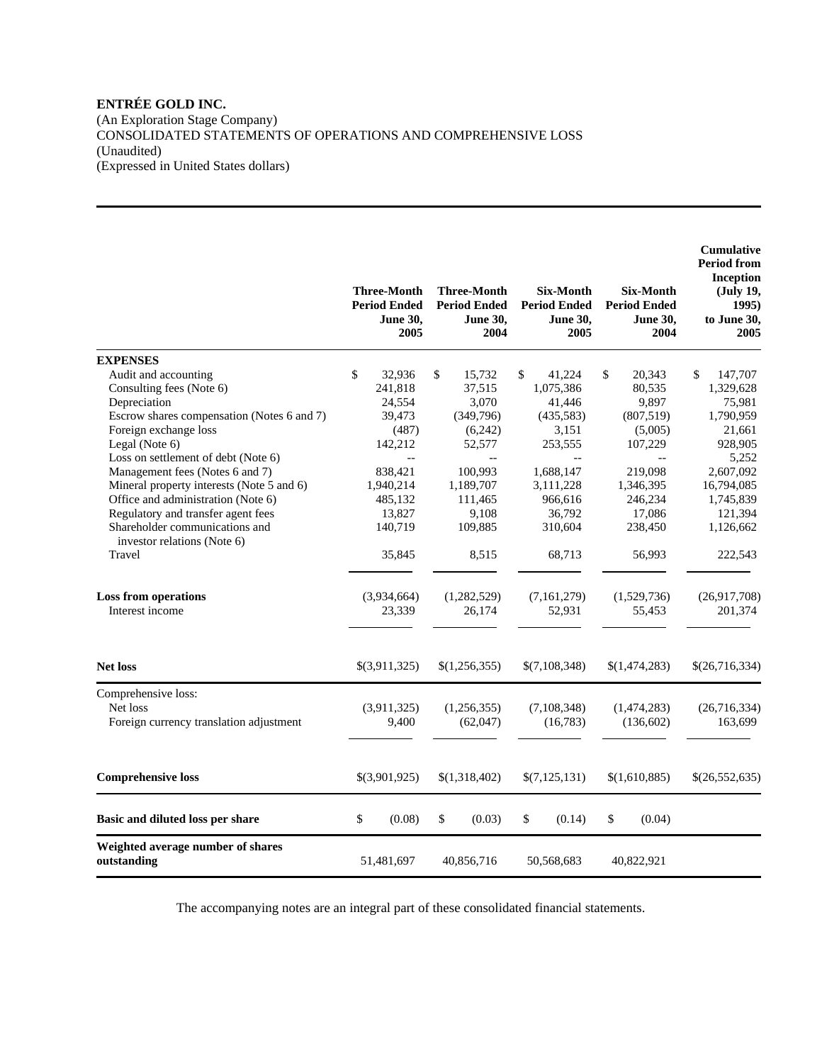**ENTRÉE GOLD INC.**
(An Exploration Stage Company)
CONSOLIDATED STATEMENTS OF OPERATIONS AND COMPREHENSIVE LOSS
(Unaudited)
(Expressed in United States dollars)

| | Three-Month Period Ended June 30, 2005 | Three-Month Period Ended June 30, 2004 | Six-Month Period Ended June 30, 2005 | Six-Month Period Ended June 30, 2004 | Cumulative Period from Inception (July 19, 1995) to June 30, 2005 |
|---|---|---|---|---|---|
| **EXPENSES** | | | | | |
| Audit and accounting | $ 32,936 | $ 15,732 | $ 41,224 | $ 20,343 | $ 147,707 |
| Consulting fees (Note 6) | 241,818 | 37,515 | 1,075,386 | 80,535 | 1,329,628 |
| Depreciation | 24,554 | 3,070 | 41,446 | 9,897 | 75,981 |
| Escrow shares compensation (Notes 6 and 7) | 39,473 | (349,796) | (435,583) | (807,519) | 1,790,959 |
| Foreign exchange loss | (487) | (6,242) | 3,151 | (5,005) | 21,661 |
| Legal (Note 6) | 142,212 | 52,577 | 253,555 | 107,229 | 928,905 |
| Loss on settlement of debt (Note 6) | -- | -- | -- | -- | 5,252 |
| Management fees (Notes 6 and 7) | 838,421 | 100,993 | 1,688,147 | 219,098 | 2,607,092 |
| Mineral property interests (Note 5 and 6) | 1,940,214 | 1,189,707 | 3,111,228 | 1,346,395 | 16,794,085 |
| Office and administration (Note 6) | 485,132 | 111,465 | 966,616 | 246,234 | 1,745,839 |
| Regulatory and transfer agent fees | 13,827 | 9,108 | 36,792 | 17,086 | 121,394 |
| Shareholder communications and investor relations (Note 6) | 140,719 | 109,885 | 310,604 | 238,450 | 1,126,662 |
| Travel | 35,845 | 8,515 | 68,713 | 56,993 | 222,543 |
| **Loss from operations** | (3,934,664) | (1,282,529) | (7,161,279) | (1,529,736) | (26,917,708) |
| Interest income | 23,339 | 26,174 | 52,931 | 55,453 | 201,374 |
| **Net loss** | $(3,911,325) | $(1,256,355) | $(7,108,348) | $(1,474,283) | $(26,716,334) |
| Comprehensive loss: | | | | | |
| Net loss | (3,911,325) | (1,256,355) | (7,108,348) | (1,474,283) | (26,716,334) |
| Foreign currency translation adjustment | 9,400 | (62,047) | (16,783) | (136,602) | 163,699 |
| **Comprehensive loss** | $(3,901,925) | $(1,318,402) | $(7,125,131) | $(1,610,885) | $(26,552,635) |
| **Basic and diluted loss per share** | $ (0.08) | $ (0.03) | $ (0.14) | $ (0.04) | |
| **Weighted average number of shares outstanding** | 51,481,697 | 40,856,716 | 50,568,683 | 40,822,921 | |

The accompanying notes are an integral part of these consolidated financial statements.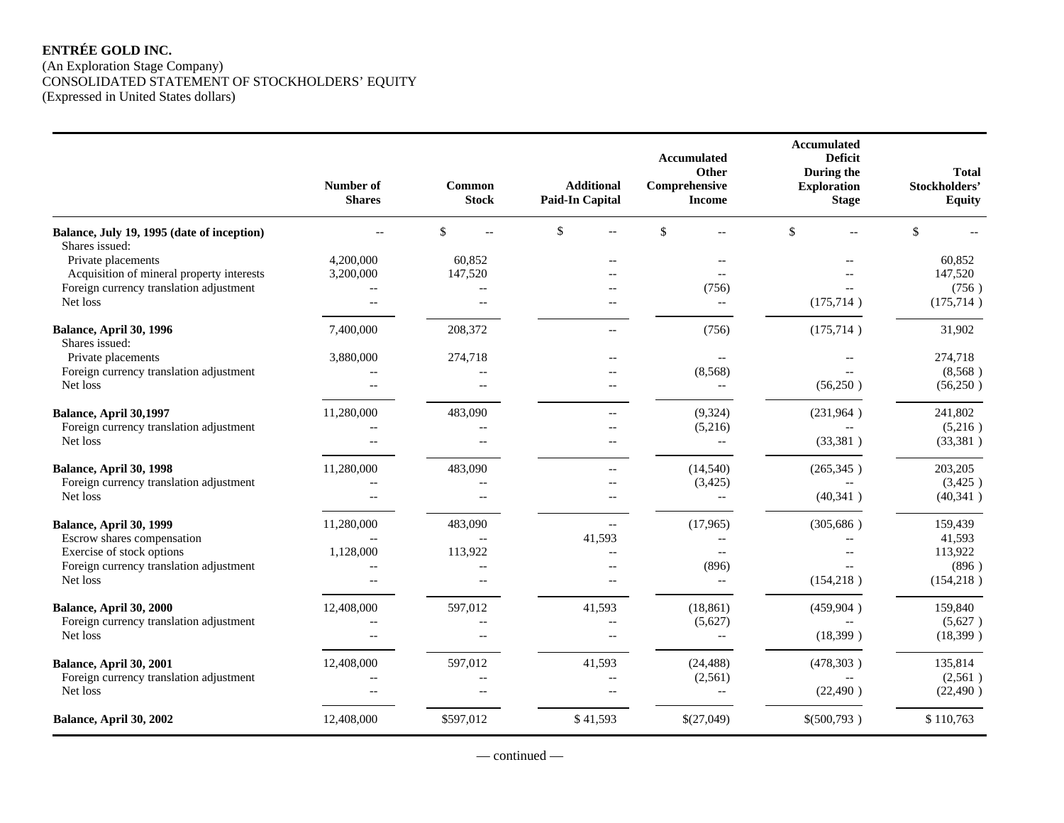**ENTRÉE GOLD INC.**
(An Exploration Stage Company)
CONSOLIDATED STATEMENT OF STOCKHOLDERS' EQUITY
(Expressed in United States dollars)

| | Number of Shares | Common Stock | Additional Paid-In Capital | Accumulated Other Comprehensive Income | Accumulated Deficit During the Exploration Stage | Total Stockholders' Equity |
|---|---|---|---|---|---|---|
| **Balance, July 19, 1995 (date of inception)** | -- | $ -- | $ -- | $ -- | $ -- | $ -- |
| Shares issued: | | | | | | |
| Private placements | 4,200,000 | 60,852 | -- | -- | -- | 60,852 |
| Acquisition of mineral property interests | 3,200,000 | 147,520 | -- | -- | -- | 147,520 |
| Foreign currency translation adjustment | -- | -- | -- | (756) | -- | (756 ) |
| Net loss | -- | -- | -- | -- | (175,714 ) | (175,714 ) |
| **Balance, April 30, 1996** | 7,400,000 | 208,372 | -- | (756) | (175,714 ) | 31,902 |
| Shares issued: | | | | | | |
| Private placements | 3,880,000 | 274,718 | -- | -- | -- | 274,718 |
| Foreign currency translation adjustment | -- | -- | -- | (8,568) | -- | (8,568 ) |
| Net loss | -- | -- | -- | -- | (56,250 ) | (56,250 ) |
| **Balance, April 30,1997** | 11,280,000 | 483,090 | -- | (9,324) | (231,964 ) | 241,802 |
| Foreign currency translation adjustment | -- | -- | -- | (5,216) | -- | (5,216 ) |
| Net loss | -- | -- | -- | -- | (33,381 ) | (33,381 ) |
| **Balance, April 30, 1998** | 11,280,000 | 483,090 | -- | (14,540) | (265,345 ) | 203,205 |
| Foreign currency translation adjustment | -- | -- | -- | (3,425) | -- | (3,425 ) |
| Net loss | -- | -- | -- | -- | (40,341 ) | (40,341 ) |
| **Balance, April 30, 1999** | 11,280,000 | 483,090 | -- | (17,965) | (305,686 ) | 159,439 |
| Escrow shares compensation | -- | -- | 41,593 | -- | -- | 41,593 |
| Exercise of stock options | 1,128,000 | 113,922 | -- | -- | -- | 113,922 |
| Foreign currency translation adjustment | -- | -- | -- | (896) | -- | (896 ) |
| Net loss | -- | -- | -- | -- | (154,218 ) | (154,218 ) |
| **Balance, April 30, 2000** | 12,408,000 | 597,012 | 41,593 | (18,861) | (459,904 ) | 159,840 |
| Foreign currency translation adjustment | -- | -- | -- | (5,627) | -- | (5,627 ) |
| Net loss | -- | -- | -- | -- | (18,399 ) | (18,399 ) |
| **Balance, April 30, 2001** | 12,408,000 | 597,012 | 41,593 | (24,488) | (478,303 ) | 135,814 |
| Foreign currency translation adjustment | -- | -- | -- | (2,561) | -- | (2,561 ) |
| Net loss | -- | -- | -- | -- | (22,490 ) | (22,490 ) |
| **Balance, April 30, 2002** | 12,408,000 | $597,012 | $ 41,593 | $(27,049) | $(500,793 ) | $ 110,763 |

— continued —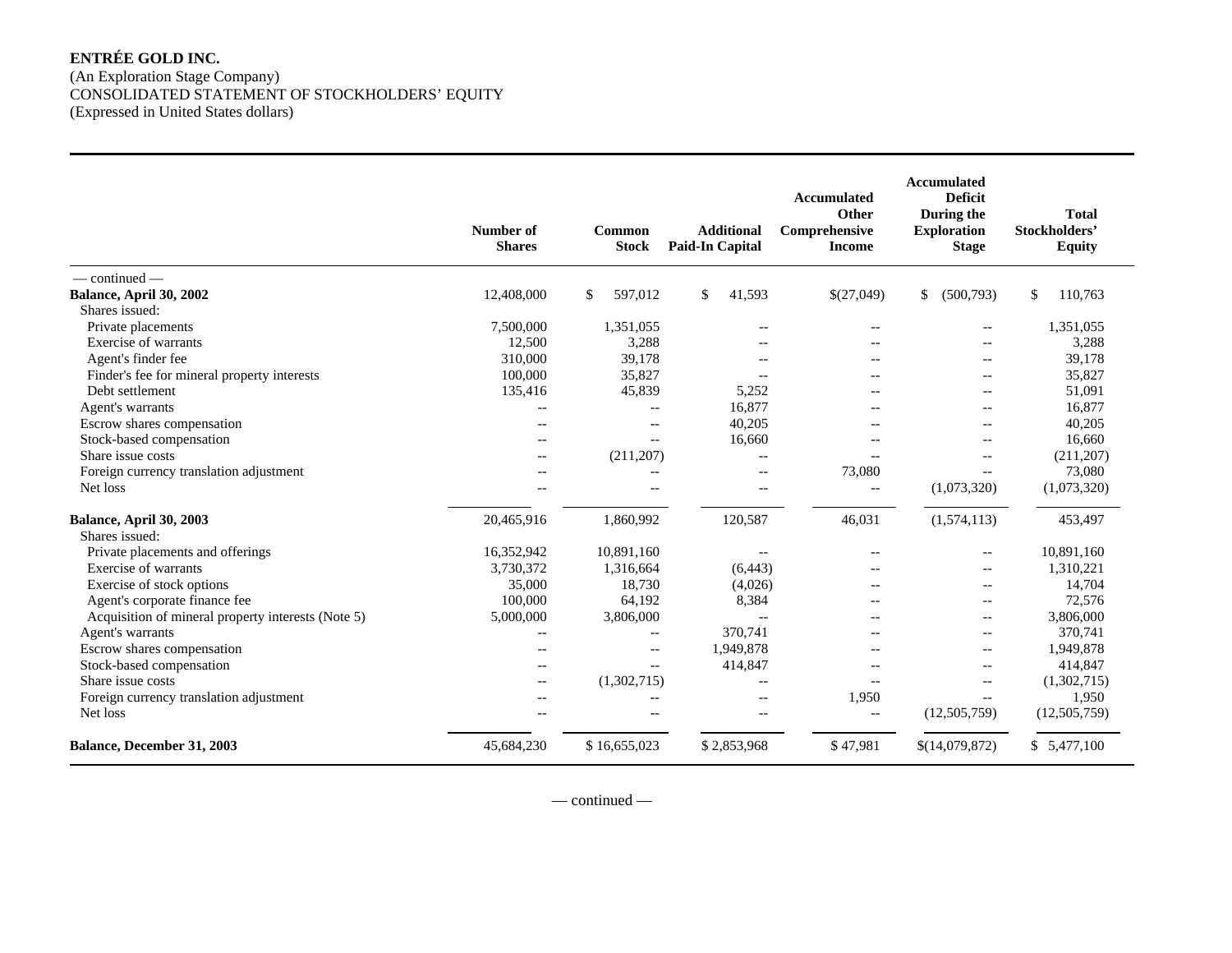**ENTRÉE GOLD INC.**
(An Exploration Stage Company)
CONSOLIDATED STATEMENT OF STOCKHOLDERS' EQUITY
(Expressed in United States dollars)

| | Number of Shares | Common Stock | Additional Paid-In Capital | Accumulated Other Comprehensive Income | Accumulated Deficit During the Exploration Stage | Total Stockholders' Equity |
|---|---|---|---|---|---|---|
| — continued — | | | | | | |
| **Balance, April 30, 2002** | 12,408,000 | $ 597,012 | $ 41,593 | $(27,049) | $ (500,793) | $ 110,763 |
| Shares issued: | | | | | | |
| Private placements | 7,500,000 | 1,351,055 | -- | -- | -- | 1,351,055 |
| Exercise of warrants | 12,500 | 3,288 | -- | -- | -- | 3,288 |
| Agent's finder fee | 310,000 | 39,178 | -- | -- | -- | 39,178 |
| Finder's fee for mineral property interests | 100,000 | 35,827 | -- | -- | -- | 35,827 |
| Debt settlement | 135,416 | 45,839 | 5,252 | -- | -- | 51,091 |
| Agent's warrants | -- | -- | 16,877 | -- | -- | 16,877 |
| Escrow shares compensation | -- | -- | 40,205 | -- | -- | 40,205 |
| Stock-based compensation | -- | -- | 16,660 | -- | -- | 16,660 |
| Share issue costs | -- | (211,207) | -- | -- | -- | (211,207) |
| Foreign currency translation adjustment | -- | -- | -- | 73,080 | -- | 73,080 |
| Net loss | -- | -- | -- | -- | (1,073,320) | (1,073,320) |
| **Balance, April 30, 2003** | 20,465,916 | 1,860,992 | 120,587 | 46,031 | (1,574,113) | 453,497 |
| Shares issued: | | | | | | |
| Private placements and offerings | 16,352,942 | 10,891,160 | -- | -- | -- | 10,891,160 |
| Exercise of warrants | 3,730,372 | 1,316,664 | (6,443) | -- | -- | 1,310,221 |
| Exercise of stock options | 35,000 | 18,730 | (4,026) | -- | -- | 14,704 |
| Agent's corporate finance fee | 100,000 | 64,192 | 8,384 | -- | -- | 72,576 |
| Acquisition of mineral property interests (Note 5) | 5,000,000 | 3,806,000 | -- | -- | -- | 3,806,000 |
| Agent's warrants | -- | -- | 370,741 | -- | -- | 370,741 |
| Escrow shares compensation | -- | -- | 1,949,878 | -- | -- | 1,949,878 |
| Stock-based compensation | -- | -- | 414,847 | -- | -- | 414,847 |
| Share issue costs | -- | (1,302,715) | -- | -- | -- | (1,302,715) |
| Foreign currency translation adjustment | -- | -- | -- | 1,950 | -- | 1,950 |
| Net loss | -- | -- | -- | -- | (12,505,759) | (12,505,759) |
| **Balance, December 31, 2003** | 45,684,230 | $ 16,655,023 | $ 2,853,968 | $ 47,981 | $(14,079,872) | $ 5,477,100 |

— continued —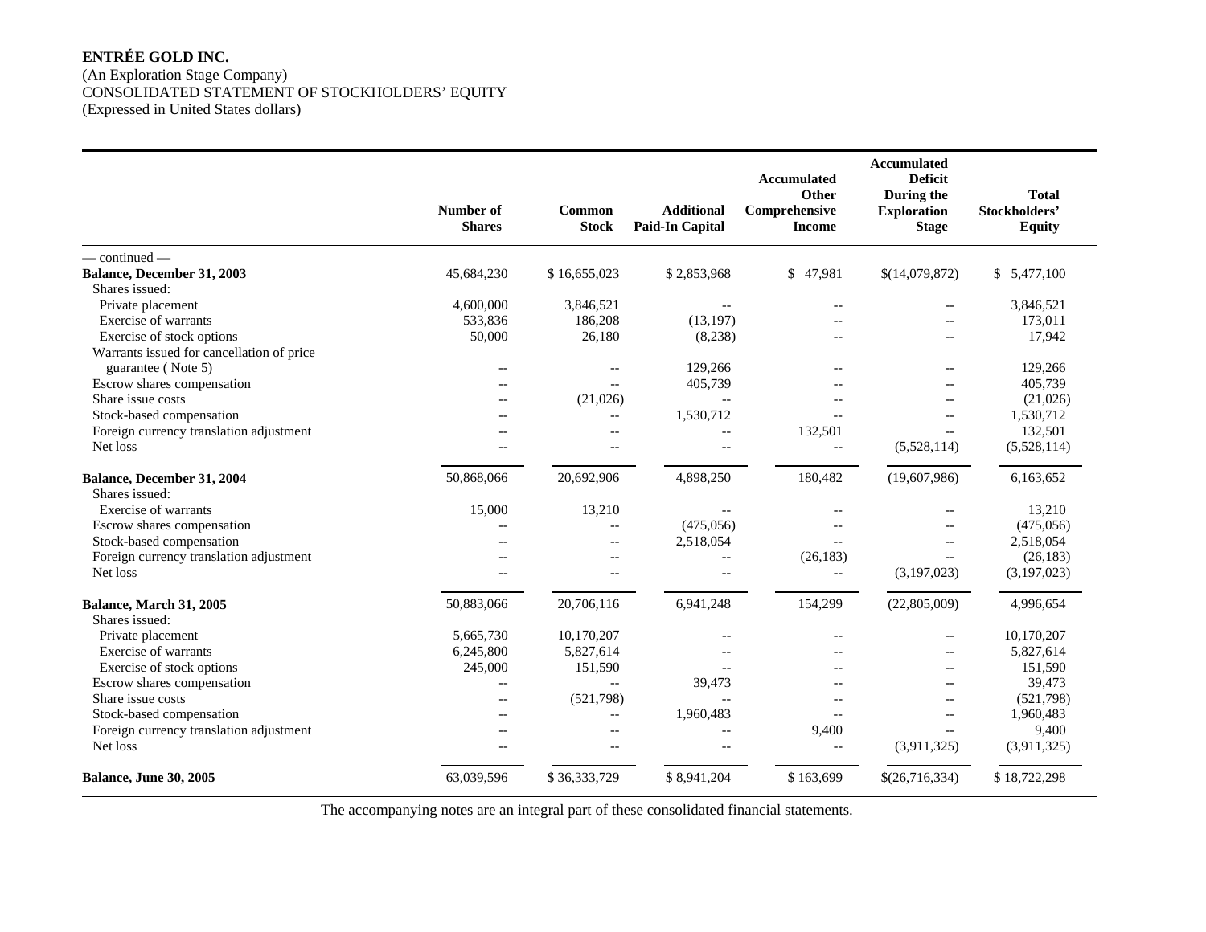**ENTRÉE GOLD INC.**
(An Exploration Stage Company)
CONSOLIDATED STATEMENT OF STOCKHOLDERS' EQUITY
(Expressed in United States dollars)

| | Number of Shares | Common Stock | Additional Paid-In Capital | Accumulated Other Comprehensive Income | Accumulated Deficit During the Exploration Stage | Total Stockholders' Equity |
|---|---|---|---|---|---|---|
| — continued — | | | | | | |
| **Balance, December 31, 2003** | 45,684,230 | $ 16,655,023 | $ 2,853,968 | $ 47,981 | $(14,079,872) | $ 5,477,100 |
| Shares issued: | | | | | | |
| Private placement | 4,600,000 | 3,846,521 | -- | -- | -- | 3,846,521 |
| Exercise of warrants | 533,836 | 186,208 | (13,197) | -- | -- | 173,011 |
| Exercise of stock options | 50,000 | 26,180 | (8,238) | -- | -- | 17,942 |
| Warrants issued for cancellation of price guarantee ( Note 5) | -- | -- | 129,266 | -- | -- | 129,266 |
| Escrow shares compensation | -- | -- | 405,739 | -- | -- | 405,739 |
| Share issue costs | -- | (21,026) | -- | -- | -- | (21,026) |
| Stock-based compensation | -- | -- | 1,530,712 | -- | -- | 1,530,712 |
| Foreign currency translation adjustment | -- | -- | -- | 132,501 | -- | 132,501 |
| Net loss | -- | -- | -- | -- | (5,528,114) | (5,528,114) |
| **Balance, December 31, 2004** | 50,868,066 | 20,692,906 | 4,898,250 | 180,482 | (19,607,986) | 6,163,652 |
| Shares issued: | | | | | | |
| Exercise of warrants | 15,000 | 13,210 | -- | -- | -- | 13,210 |
| Escrow shares compensation | -- | -- | (475,056) | -- | -- | (475,056) |
| Stock-based compensation | -- | -- | 2,518,054 | -- | -- | 2,518,054 |
| Foreign currency translation adjustment | -- | -- | -- | (26,183) | -- | (26,183) |
| Net loss | -- | -- | -- | -- | (3,197,023) | (3,197,023) |
| **Balance, March 31, 2005** | 50,883,066 | 20,706,116 | 6,941,248 | 154,299 | (22,805,009) | 4,996,654 |
| Shares issued: | | | | | | |
| Private placement | 5,665,730 | 10,170,207 | -- | -- | -- | 10,170,207 |
| Exercise of warrants | 6,245,800 | 5,827,614 | -- | -- | -- | 5,827,614 |
| Exercise of stock options | 245,000 | 151,590 | -- | -- | -- | 151,590 |
| Escrow shares compensation | -- | -- | 39,473 | -- | -- | 39,473 |
| Share issue costs | -- | (521,798) | -- | -- | -- | (521,798) |
| Stock-based compensation | -- | -- | 1,960,483 | -- | -- | 1,960,483 |
| Foreign currency translation adjustment | -- | -- | -- | 9,400 | -- | 9,400 |
| Net loss | -- | -- | -- | -- | (3,911,325) | (3,911,325) |
| **Balance, June 30, 2005** | 63,039,596 | $ 36,333,729 | $ 8,941,204 | $ 163,699 | $(26,716,334) | $ 18,722,298 |

The accompanying notes are an integral part of these consolidated financial statements.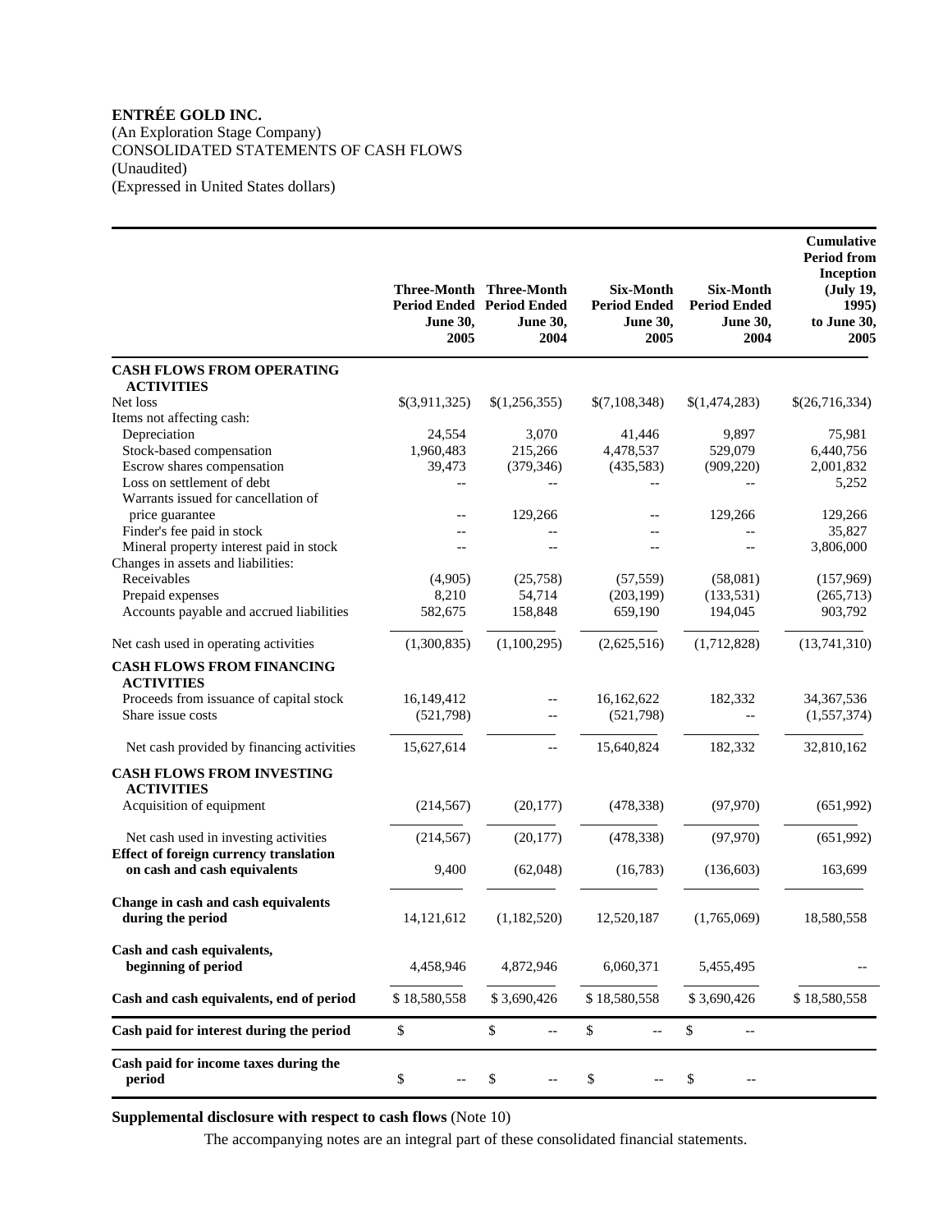**ENTRÉE GOLD INC.**
(An Exploration Stage Company)
CONSOLIDATED STATEMENTS OF CASH FLOWS
(Unaudited)
(Expressed in United States dollars)

| | Three-Month Period Ended June 30, 2005 | Three-Month Period Ended June 30, 2004 | Six-Month Period Ended June 30, 2005 | Six-Month Period Ended June 30, 2004 | Cumulative Period from Inception (July 19, 1995) to June 30, 2005 |
|---|---|---|---|---|---|
| **CASH FLOWS FROM OPERATING ACTIVITIES** | | | | | |
| Net loss | $(3,911,325) | $(1,256,355) | $(7,108,348) | $(1,474,283) | $(26,716,334) |
| Items not affecting cash: | | | | | |
| Depreciation | 24,554 | 3,070 | 41,446 | 9,897 | 75,981 |
| Stock-based compensation | 1,960,483 | 215,266 | 4,478,537 | 529,079 | 6,440,756 |
| Escrow shares compensation | 39,473 | (379,346) | (435,583) | (909,220) | 2,001,832 |
| Loss on settlement of debt | -- | -- | -- | -- | 5,252 |
| Warrants issued for cancellation of price guarantee | -- | 129,266 | -- | 129,266 | 129,266 |
| Finder's fee paid in stock | -- | -- | -- | -- | 35,827 |
| Mineral property interest paid in stock | -- | -- | -- | -- | 3,806,000 |
| Changes in assets and liabilities: | | | | | |
| Receivables | (4,905) | (25,758) | (57,559) | (58,081) | (157,969) |
| Prepaid expenses | 8,210 | 54,714 | (203,199) | (133,531) | (265,713) |
| Accounts payable and accrued liabilities | 582,675 | 158,848 | 659,190 | 194,045 | 903,792 |
| Net cash used in operating activities | (1,300,835) | (1,100,295) | (2,625,516) | (1,712,828) | (13,741,310) |
| **CASH FLOWS FROM FINANCING ACTIVITIES** | | | | | |
| Proceeds from issuance of capital stock | 16,149,412 | -- | 16,162,622 | 182,332 | 34,367,536 |
| Share issue costs | (521,798) | -- | (521,798) | -- | (1,557,374) |
| Net cash provided by financing activities | 15,627,614 | -- | 15,640,824 | 182,332 | 32,810,162 |
| **CASH FLOWS FROM INVESTING ACTIVITIES** | | | | | |
| Acquisition of equipment | (214,567) | (20,177) | (478,338) | (97,970) | (651,992) |
| Net cash used in investing activities | (214,567) | (20,177) | (478,338) | (97,970) | (651,992) |
| **Effect of foreign currency translation on cash and cash equivalents** | 9,400 | (62,048) | (16,783) | (136,603) | 163,699 |
| **Change in cash and cash equivalents during the period** | 14,121,612 | (1,182,520) | 12,520,187 | (1,765,069) | 18,580,558 |
| **Cash and cash equivalents, beginning of period** | 4,458,946 | 4,872,946 | 6,060,371 | 5,455,495 | -- |
| **Cash and cash equivalents, end of period** | $ 18,580,558 | $ 3,690,426 | $ 18,580,558 | $ 3,690,426 | $ 18,580,558 |
| **Cash paid for interest during the period** | $ | $ -- | $ -- | $ -- | |
| **Cash paid for income taxes during the period** | $ -- | $ -- | $ -- | $ -- | |

**Supplemental disclosure with respect to cash flows** (Note 10)

The accompanying notes are an integral part of these consolidated financial statements.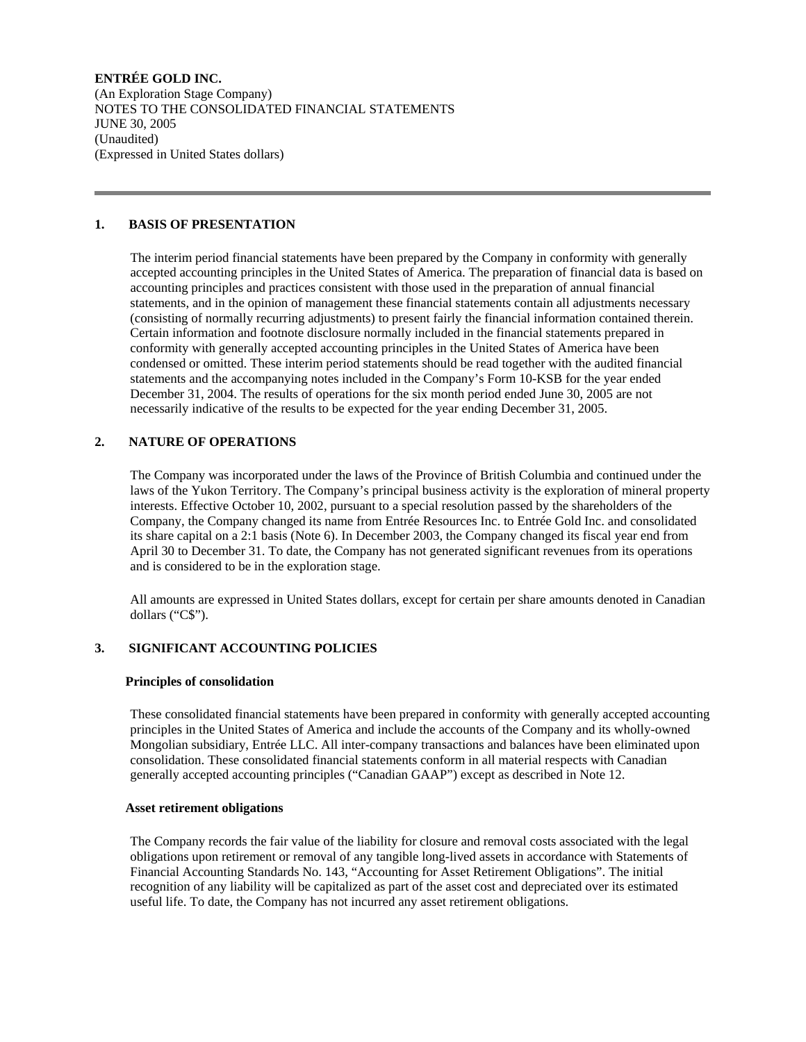**ENTRÉE GOLD INC.**
(An Exploration Stage Company)
NOTES TO THE CONSOLIDATED FINANCIAL STATEMENTS
JUNE 30, 2005
(Unaudited)
(Expressed in United States dollars)

---

## 1. BASIS OF PRESENTATION

The interim period financial statements have been prepared by the Company in conformity with generally accepted accounting principles in the United States of America. The preparation of financial data is based on accounting principles and practices consistent with those used in the preparation of annual financial statements, and in the opinion of management these financial statements contain all adjustments necessary (consisting of normally recurring adjustments) to present fairly the financial information contained therein. Certain information and footnote disclosure normally included in the financial statements prepared in conformity with generally accepted accounting principles in the United States of America have been condensed or omitted. These interim period statements should be read together with the audited financial statements and the accompanying notes included in the Company's Form 10-KSB for the year ended December 31, 2004. The results of operations for the six month period ended June 30, 2005 are not necessarily indicative of the results to be expected for the year ending December 31, 2005.

## 2. NATURE OF OPERATIONS

The Company was incorporated under the laws of the Province of British Columbia and continued under the laws of the Yukon Territory. The Company's principal business activity is the exploration of mineral property interests. Effective October 10, 2002, pursuant to a special resolution passed by the shareholders of the Company, the Company changed its name from Entrée Resources Inc. to Entrée Gold Inc. and consolidated its share capital on a 2:1 basis (Note 6). In December 2003, the Company changed its fiscal year end from April 30 to December 31. To date, the Company has not generated significant revenues from its operations and is considered to be in the exploration stage.

All amounts are expressed in United States dollars, except for certain per share amounts denoted in Canadian dollars ("C$").

## 3. SIGNIFICANT ACCOUNTING POLICIES

**Principles of consolidation**

These consolidated financial statements have been prepared in conformity with generally accepted accounting principles in the United States of America and include the accounts of the Company and its wholly-owned Mongolian subsidiary, Entrée LLC. All inter-company transactions and balances have been eliminated upon consolidation. These consolidated financial statements conform in all material respects with Canadian generally accepted accounting principles ("Canadian GAAP") except as described in Note 12.

**Asset retirement obligations**

The Company records the fair value of the liability for closure and removal costs associated with the legal obligations upon retirement or removal of any tangible long-lived assets in accordance with Statements of Financial Accounting Standards No. 143, "Accounting for Asset Retirement Obligations". The initial recognition of any liability will be capitalized as part of the asset cost and depreciated over its estimated useful life. To date, the Company has not incurred any asset retirement obligations.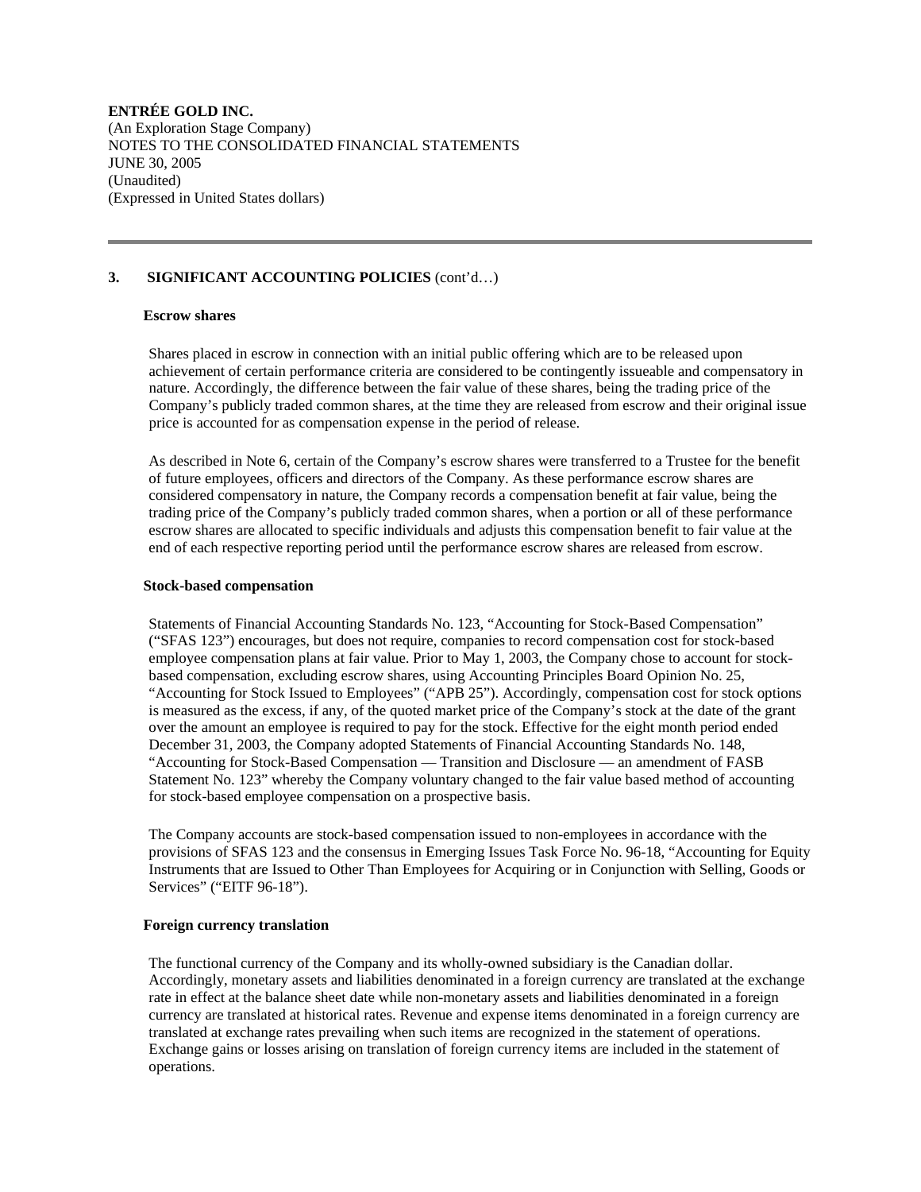**ENTRÉE GOLD INC.**
(An Exploration Stage Company)
NOTES TO THE CONSOLIDATED FINANCIAL STATEMENTS
JUNE 30, 2005
(Unaudited)
(Expressed in United States dollars)

---

## 3. SIGNIFICANT ACCOUNTING POLICIES (cont'd…)

**Escrow shares**

Shares placed in escrow in connection with an initial public offering which are to be released upon achievement of certain performance criteria are considered to be contingently issueable and compensatory in nature. Accordingly, the difference between the fair value of these shares, being the trading price of the Company's publicly traded common shares, at the time they are released from escrow and their original issue price is accounted for as compensation expense in the period of release.

As described in Note 6, certain of the Company's escrow shares were transferred to a Trustee for the benefit of future employees, officers and directors of the Company. As these performance escrow shares are considered compensatory in nature, the Company records a compensation benefit at fair value, being the trading price of the Company's publicly traded common shares, when a portion or all of these performance escrow shares are allocated to specific individuals and adjusts this compensation benefit to fair value at the end of each respective reporting period until the performance escrow shares are released from escrow.

**Stock-based compensation**

Statements of Financial Accounting Standards No. 123, "Accounting for Stock-Based Compensation" ("SFAS 123") encourages, but does not require, companies to record compensation cost for stock-based employee compensation plans at fair value. Prior to May 1, 2003, the Company chose to account for stock-based compensation, excluding escrow shares, using Accounting Principles Board Opinion No. 25, "Accounting for Stock Issued to Employees" ("APB 25"). Accordingly, compensation cost for stock options is measured as the excess, if any, of the quoted market price of the Company's stock at the date of the grant over the amount an employee is required to pay for the stock. Effective for the eight month period ended December 31, 2003, the Company adopted Statements of Financial Accounting Standards No. 148, "Accounting for Stock-Based Compensation — Transition and Disclosure — an amendment of FASB Statement No. 123" whereby the Company voluntary changed to the fair value based method of accounting for stock-based employee compensation on a prospective basis.

The Company accounts are stock-based compensation issued to non-employees in accordance with the provisions of SFAS 123 and the consensus in Emerging Issues Task Force No. 96-18, "Accounting for Equity Instruments that are Issued to Other Than Employees for Acquiring or in Conjunction with Selling, Goods or Services" ("EITF 96-18").

**Foreign currency translation**

The functional currency of the Company and its wholly-owned subsidiary is the Canadian dollar. Accordingly, monetary assets and liabilities denominated in a foreign currency are translated at the exchange rate in effect at the balance sheet date while non-monetary assets and liabilities denominated in a foreign currency are translated at historical rates. Revenue and expense items denominated in a foreign currency are translated at exchange rates prevailing when such items are recognized in the statement of operations. Exchange gains or losses arising on translation of foreign currency items are included in the statement of operations.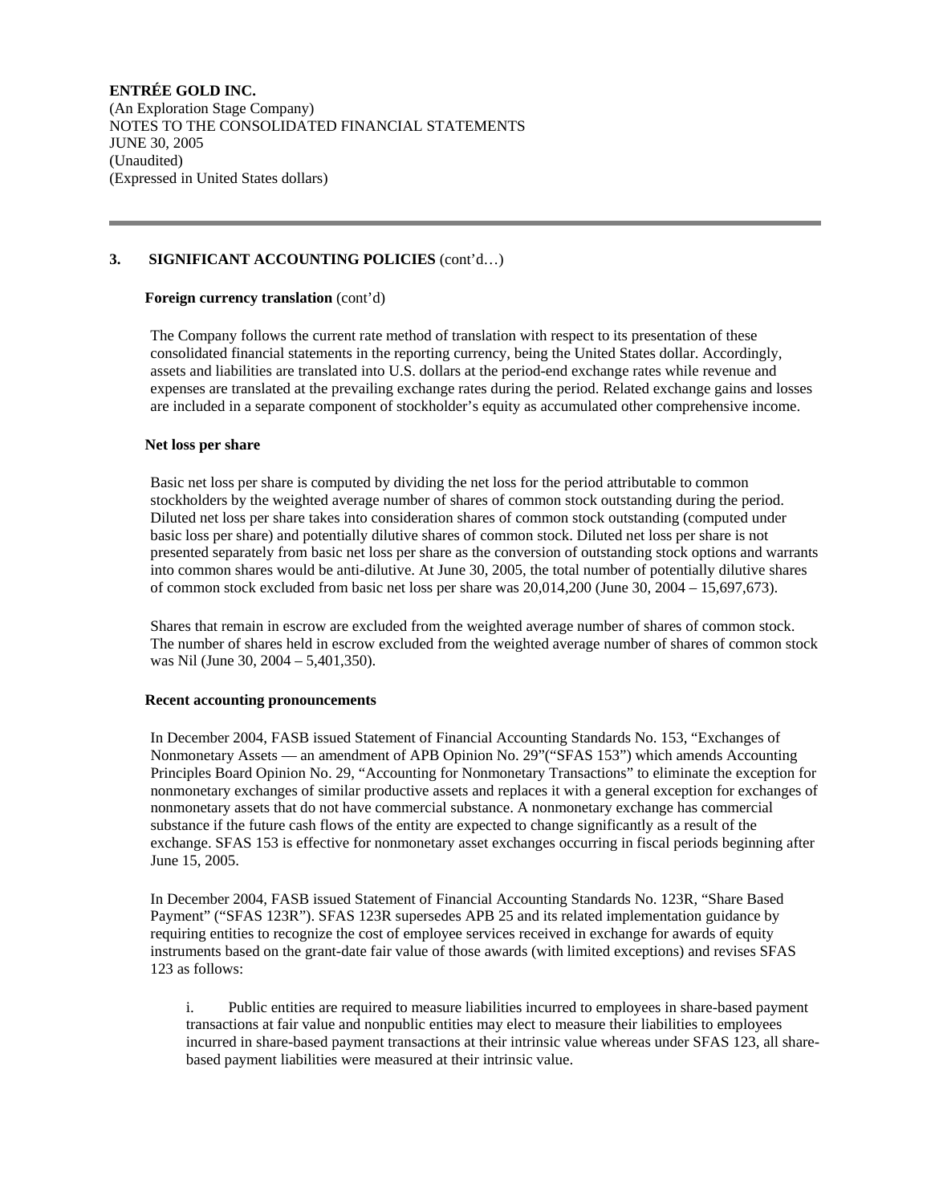**ENTRÉE GOLD INC.**
(An Exploration Stage Company)
NOTES TO THE CONSOLIDATED FINANCIAL STATEMENTS
JUNE 30, 2005
(Unaudited)
(Expressed in United States dollars)

---

## 3. SIGNIFICANT ACCOUNTING POLICIES (cont'd…)

**Foreign currency translation** (cont'd)

The Company follows the current rate method of translation with respect to its presentation of these consolidated financial statements in the reporting currency, being the United States dollar. Accordingly, assets and liabilities are translated into U.S. dollars at the period-end exchange rates while revenue and expenses are translated at the prevailing exchange rates during the period. Related exchange gains and losses are included in a separate component of stockholder's equity as accumulated other comprehensive income.

**Net loss per share**

Basic net loss per share is computed by dividing the net loss for the period attributable to common stockholders by the weighted average number of shares of common stock outstanding during the period. Diluted net loss per share takes into consideration shares of common stock outstanding (computed under basic loss per share) and potentially dilutive shares of common stock. Diluted net loss per share is not presented separately from basic net loss per share as the conversion of outstanding stock options and warrants into common shares would be anti-dilutive. At June 30, 2005, the total number of potentially dilutive shares of common stock excluded from basic net loss per share was 20,014,200 (June 30, 2004 – 15,697,673).

Shares that remain in escrow are excluded from the weighted average number of shares of common stock. The number of shares held in escrow excluded from the weighted average number of shares of common stock was Nil (June 30, 2004 – 5,401,350).

**Recent accounting pronouncements**

In December 2004, FASB issued Statement of Financial Accounting Standards No. 153, "Exchanges of Nonmonetary Assets — an amendment of APB Opinion No. 29"("SFAS 153") which amends Accounting Principles Board Opinion No. 29, "Accounting for Nonmonetary Transactions" to eliminate the exception for nonmonetary exchanges of similar productive assets and replaces it with a general exception for exchanges of nonmonetary assets that do not have commercial substance. A nonmonetary exchange has commercial substance if the future cash flows of the entity are expected to change significantly as a result of the exchange. SFAS 153 is effective for nonmonetary asset exchanges occurring in fiscal periods beginning after June 15, 2005.

In December 2004, FASB issued Statement of Financial Accounting Standards No. 123R, "Share Based Payment" ("SFAS 123R"). SFAS 123R supersedes APB 25 and its related implementation guidance by requiring entities to recognize the cost of employee services received in exchange for awards of equity instruments based on the grant-date fair value of those awards (with limited exceptions) and revises SFAS 123 as follows:

i. Public entities are required to measure liabilities incurred to employees in share-based payment transactions at fair value and nonpublic entities may elect to measure their liabilities to employees incurred in share-based payment transactions at their intrinsic value whereas under SFAS 123, all share-based payment liabilities were measured at their intrinsic value.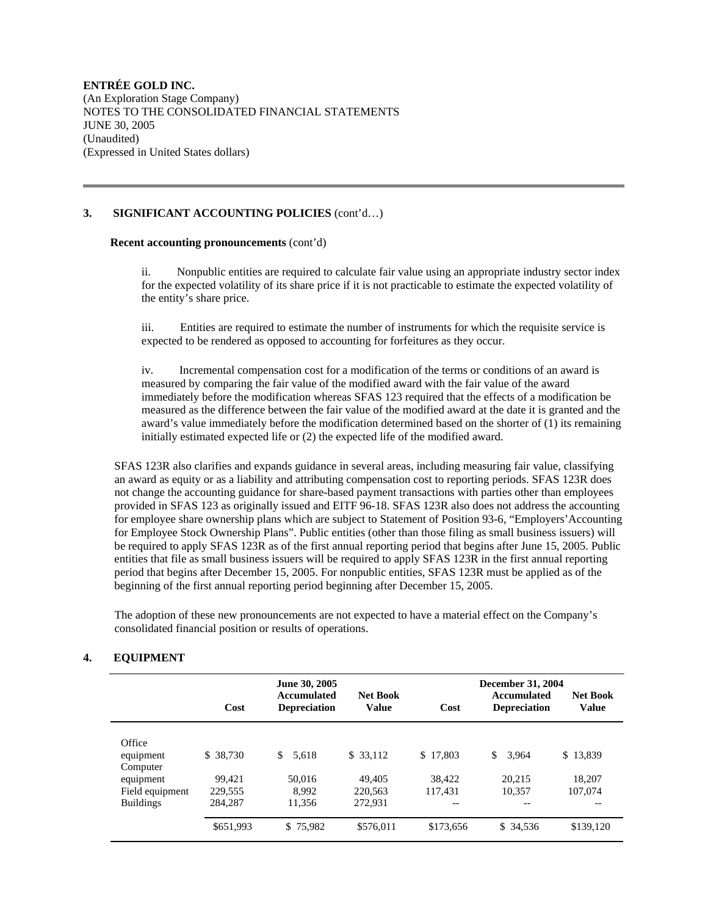**ENTRÉE GOLD INC.**
(An Exploration Stage Company)
NOTES TO THE CONSOLIDATED FINANCIAL STATEMENTS
JUNE 30, 2005
(Unaudited)
(Expressed in United States dollars)

---

### 3. SIGNIFICANT ACCOUNTING POLICIES (cont'd…)

**Recent accounting pronouncements** (cont'd)

ii. Nonpublic entities are required to calculate fair value using an appropriate industry sector index for the expected volatility of its share price if it is not practicable to estimate the expected volatility of the entity's share price.

iii. Entities are required to estimate the number of instruments for which the requisite service is expected to be rendered as opposed to accounting for forfeitures as they occur.

iv. Incremental compensation cost for a modification of the terms or conditions of an award is measured by comparing the fair value of the modified award with the fair value of the award immediately before the modification whereas SFAS 123 required that the effects of a modification be measured as the difference between the fair value of the modified award at the date it is granted and the award's value immediately before the modification determined based on the shorter of (1) its remaining initially estimated expected life or (2) the expected life of the modified award.

SFAS 123R also clarifies and expands guidance in several areas, including measuring fair value, classifying an award as equity or as a liability and attributing compensation cost to reporting periods. SFAS 123R does not change the accounting guidance for share-based payment transactions with parties other than employees provided in SFAS 123 as originally issued and EITF 96-18. SFAS 123R also does not address the accounting for employee share ownership plans which are subject to Statement of Position 93-6, "Employers' Accounting for Employee Stock Ownership Plans". Public entities (other than those filing as small business issuers) will be required to apply SFAS 123R as of the first annual reporting period that begins after June 15, 2005. Public entities that file as small business issuers will be required to apply SFAS 123R in the first annual reporting period that begins after December 15, 2005. For nonpublic entities, SFAS 123R must be applied as of the beginning of the first annual reporting period beginning after December 15, 2005.

The adoption of these new pronouncements are not expected to have a material effect on the Company's consolidated financial position or results of operations.

### 4. EQUIPMENT

| | June 30, 2005 | | | December 31, 2004 | | |
|---|---|---|---|---|---|---|
| | Cost | Accumulated Depreciation | Net Book Value | Cost | Accumulated Depreciation | Net Book Value |
| Office equipment | $ 38,730 | $ 5,618 | $ 33,112 | $ 17,803 | $ 3,964 | $ 13,839 |
| Computer equipment | 99,421 | 50,016 | 49,405 | 38,422 | 20,215 | 18,207 |
| Field equipment | 229,555 | 8,992 | 220,563 | 117,431 | 10,357 | 107,074 |
| Buildings | 284,287 | 11,356 | 272,931 | -- | -- | -- |
| | $651,993 | $ 75,982 | $576,011 | $173,656 | $ 34,536 | $139,120 |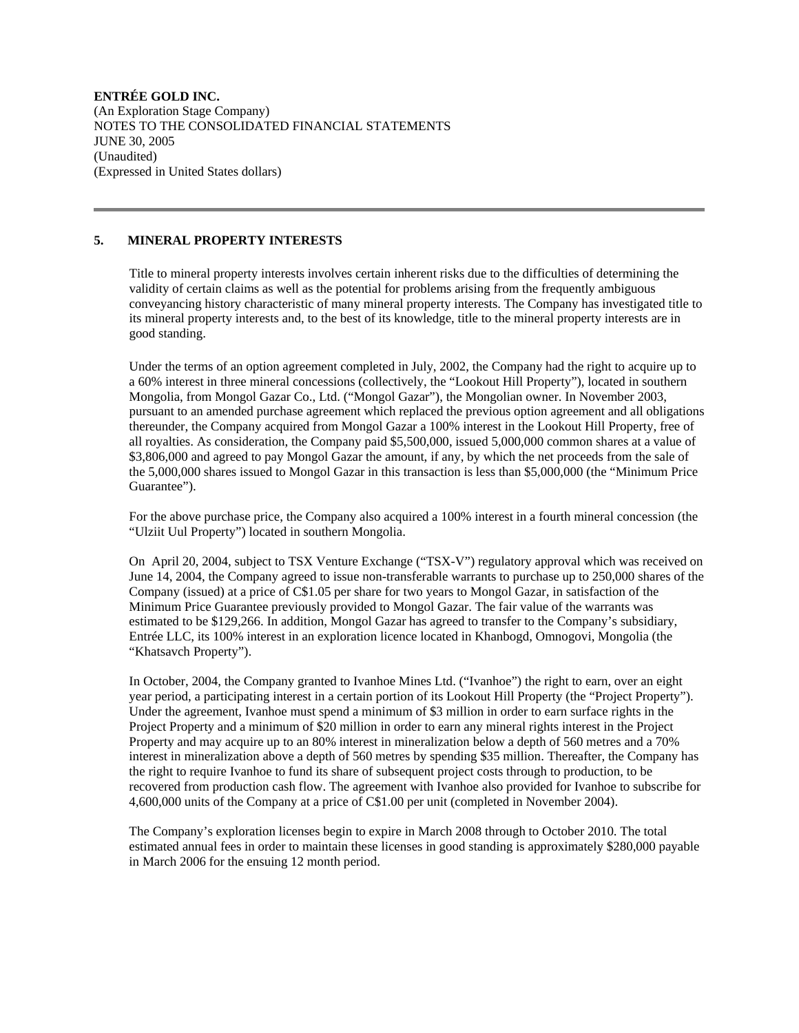**ENTRÉE GOLD INC.**
(An Exploration Stage Company)
NOTES TO THE CONSOLIDATED FINANCIAL STATEMENTS
JUNE 30, 2005
(Unaudited)
(Expressed in United States dollars)

## 5. MINERAL PROPERTY INTERESTS

Title to mineral property interests involves certain inherent risks due to the difficulties of determining the validity of certain claims as well as the potential for problems arising from the frequently ambiguous conveyancing history characteristic of many mineral property interests. The Company has investigated title to its mineral property interests and, to the best of its knowledge, title to the mineral property interests are in good standing.

Under the terms of an option agreement completed in July, 2002, the Company had the right to acquire up to a 60% interest in three mineral concessions (collectively, the "Lookout Hill Property"), located in southern Mongolia, from Mongol Gazar Co., Ltd. ("Mongol Gazar"), the Mongolian owner. In November 2003, pursuant to an amended purchase agreement which replaced the previous option agreement and all obligations thereunder, the Company acquired from Mongol Gazar a 100% interest in the Lookout Hill Property, free of all royalties. As consideration, the Company paid $5,500,000, issued 5,000,000 common shares at a value of $3,806,000 and agreed to pay Mongol Gazar the amount, if any, by which the net proceeds from the sale of the 5,000,000 shares issued to Mongol Gazar in this transaction is less than $5,000,000 (the "Minimum Price Guarantee").

For the above purchase price, the Company also acquired a 100% interest in a fourth mineral concession (the "Ulziit Uul Property") located in southern Mongolia.

On April 20, 2004, subject to TSX Venture Exchange ("TSX-V") regulatory approval which was received on June 14, 2004, the Company agreed to issue non-transferable warrants to purchase up to 250,000 shares of the Company (issued) at a price of C$1.05 per share for two years to Mongol Gazar, in satisfaction of the Minimum Price Guarantee previously provided to Mongol Gazar. The fair value of the warrants was estimated to be $129,266. In addition, Mongol Gazar has agreed to transfer to the Company's subsidiary, Entrée LLC, its 100% interest in an exploration licence located in Khanbogd, Omnogovi, Mongolia (the "Khatsavch Property").

In October, 2004, the Company granted to Ivanhoe Mines Ltd. ("Ivanhoe") the right to earn, over an eight year period, a participating interest in a certain portion of its Lookout Hill Property (the "Project Property"). Under the agreement, Ivanhoe must spend a minimum of $3 million in order to earn surface rights in the Project Property and a minimum of $20 million in order to earn any mineral rights interest in the Project Property and may acquire up to an 80% interest in mineralization below a depth of 560 metres and a 70% interest in mineralization above a depth of 560 metres by spending $35 million. Thereafter, the Company has the right to require Ivanhoe to fund its share of subsequent project costs through to production, to be recovered from production cash flow. The agreement with Ivanhoe also provided for Ivanhoe to subscribe for 4,600,000 units of the Company at a price of C$1.00 per unit (completed in November 2004).

The Company's exploration licenses begin to expire in March 2008 through to October 2010. The total estimated annual fees in order to maintain these licenses in good standing is approximately $280,000 payable in March 2006 for the ensuing 12 month period.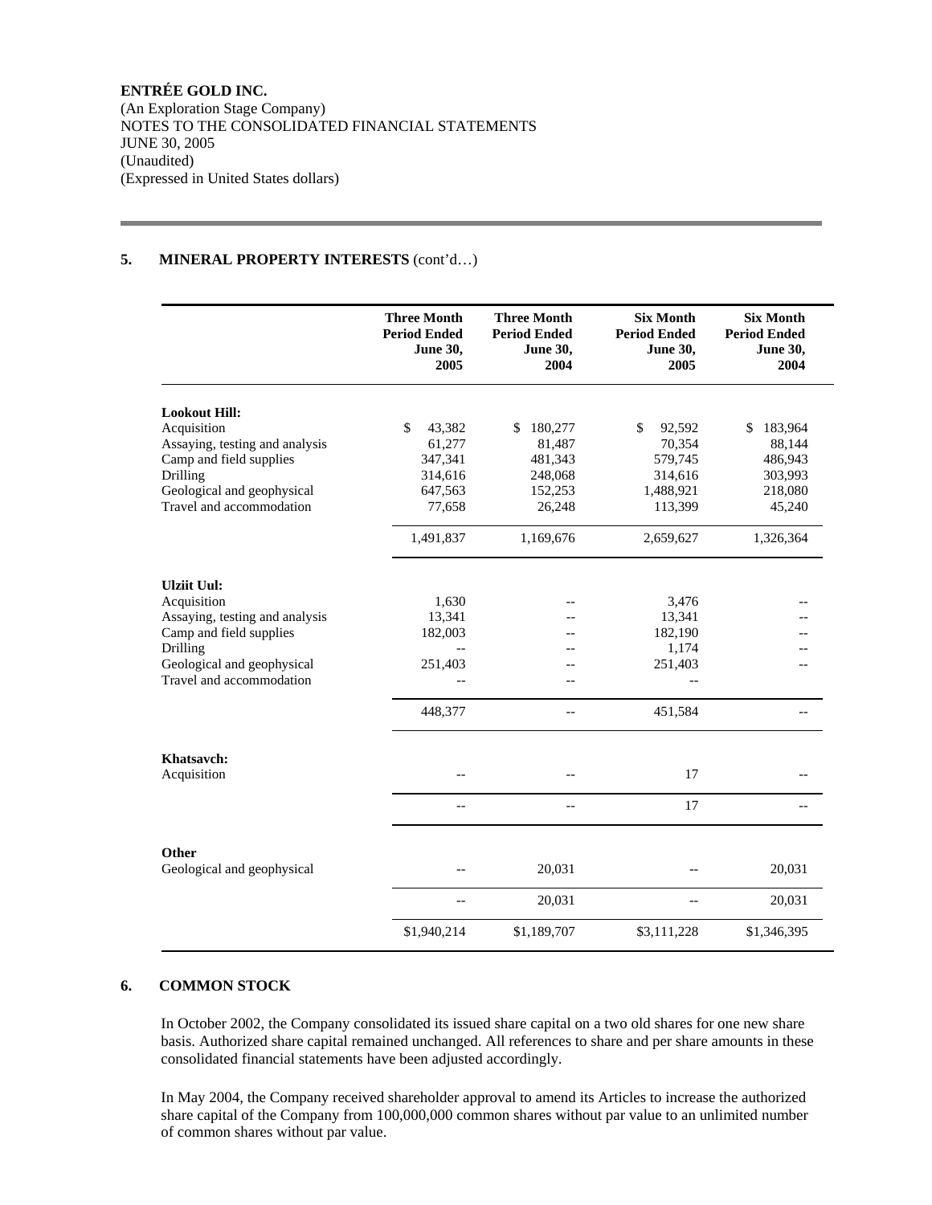**ENTRÉE GOLD INC.**
(An Exploration Stage Company)
NOTES TO THE CONSOLIDATED FINANCIAL STATEMENTS
JUNE 30, 2005
(Unaudited)
(Expressed in United States dollars)

## 5. MINERAL PROPERTY INTERESTS (cont'd…)

| | Three Month Period Ended June 30, 2005 | Three Month Period Ended June 30, 2004 | Six Month Period Ended June 30, 2005 | Six Month Period Ended June 30, 2004 |
|---|---|---|---|---|
| **Lookout Hill:** | | | | |
| Acquisition | $ 43,382 | $ 180,277 | $ 92,592 | $ 183,964 |
| Assaying, testing and analysis | 61,277 | 81,487 | 70,354 | 88,144 |
| Camp and field supplies | 347,341 | 481,343 | 579,745 | 486,943 |
| Drilling | 314,616 | 248,068 | 314,616 | 303,993 |
| Geological and geophysical | 647,563 | 152,253 | 1,488,921 | 218,080 |
| Travel and accommodation | 77,658 | 26,248 | 113,399 | 45,240 |
| | 1,491,837 | 1,169,676 | 2,659,627 | 1,326,364 |
| **Ulziit Uul:** | | | | |
| Acquisition | 1,630 | -- | 3,476 | -- |
| Assaying, testing and analysis | 13,341 | -- | 13,341 | -- |
| Camp and field supplies | 182,003 | -- | 182,190 | -- |
| Drilling | -- | -- | 1,174 | -- |
| Geological and geophysical | 251,403 | -- | 251,403 | -- |
| Travel and accommodation | -- | -- | -- | |
| | 448,377 | -- | 451,584 | -- |
| **Khatsavch:** | | | | |
| Acquisition | -- | -- | 17 | -- |
| | -- | -- | 17 | -- |
| **Other** | | | | |
| Geological and geophysical | -- | 20,031 | -- | 20,031 |
| | -- | 20,031 | -- | 20,031 |
| | $1,940,214 | $1,189,707 | $3,111,228 | $1,346,395 |

## 6. COMMON STOCK

In October 2002, the Company consolidated its issued share capital on a two old shares for one new share basis. Authorized share capital remained unchanged. All references to share and per share amounts in these consolidated financial statements have been adjusted accordingly.

In May 2004, the Company received shareholder approval to amend its Articles to increase the authorized share capital of the Company from 100,000,000 common shares without par value to an unlimited number of common shares without par value.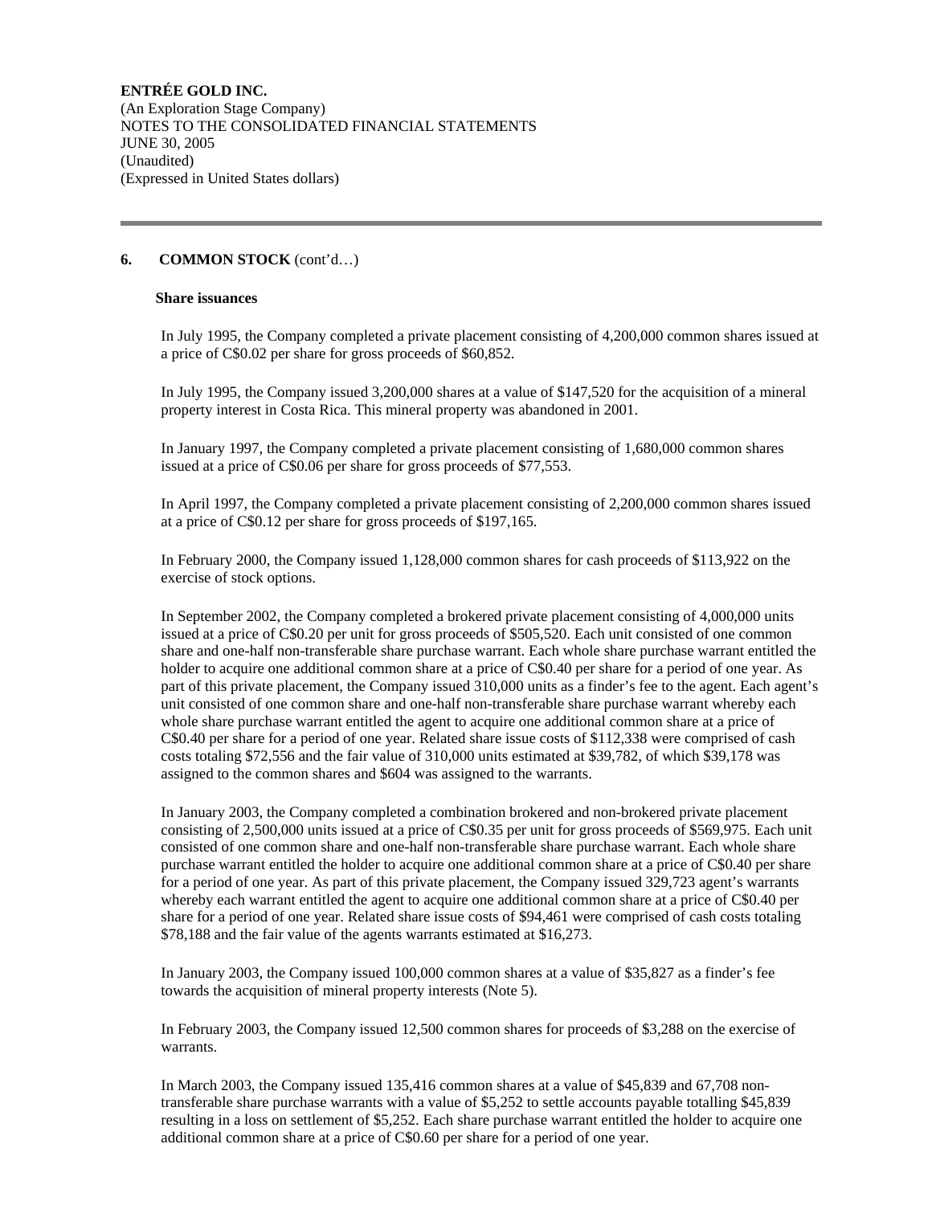## 6. COMMON STOCK (cont'd…)

### Share issuances

In July 1995, the Company completed a private placement consisting of 4,200,000 common shares issued at a price of C$0.02 per share for gross proceeds of $60,852.

In July 1995, the Company issued 3,200,000 shares at a value of $147,520 for the acquisition of a mineral property interest in Costa Rica. This mineral property was abandoned in 2001.

In January 1997, the Company completed a private placement consisting of 1,680,000 common shares issued at a price of C$0.06 per share for gross proceeds of $77,553.

In April 1997, the Company completed a private placement consisting of 2,200,000 common shares issued at a price of C$0.12 per share for gross proceeds of $197,165.

In February 2000, the Company issued 1,128,000 common shares for cash proceeds of $113,922 on the exercise of stock options.

In September 2002, the Company completed a brokered private placement consisting of 4,000,000 units issued at a price of C$0.20 per unit for gross proceeds of $505,520. Each unit consisted of one common share and one-half non-transferable share purchase warrant. Each whole share purchase warrant entitled the holder to acquire one additional common share at a price of C$0.40 per share for a period of one year. As part of this private placement, the Company issued 310,000 units as a finder's fee to the agent. Each agent's unit consisted of one common share and one-half non-transferable share purchase warrant whereby each whole share purchase warrant entitled the agent to acquire one additional common share at a price of C$0.40 per share for a period of one year. Related share issue costs of $112,338 were comprised of cash costs totaling $72,556 and the fair value of 310,000 units estimated at $39,782, of which $39,178 was assigned to the common shares and $604 was assigned to the warrants.

In January 2003, the Company completed a combination brokered and non-brokered private placement consisting of 2,500,000 units issued at a price of C$0.35 per unit for gross proceeds of $569,975. Each unit consisted of one common share and one-half non-transferable share purchase warrant. Each whole share purchase warrant entitled the holder to acquire one additional common share at a price of C$0.40 per share for a period of one year. As part of this private placement, the Company issued 329,723 agent's warrants whereby each warrant entitled the agent to acquire one additional common share at a price of C$0.40 per share for a period of one year. Related share issue costs of $94,461 were comprised of cash costs totaling $78,188 and the fair value of the agents warrants estimated at $16,273.

In January 2003, the Company issued 100,000 common shares at a value of $35,827 as a finder's fee towards the acquisition of mineral property interests (Note 5).

In February 2003, the Company issued 12,500 common shares for proceeds of $3,288 on the exercise of warrants.

In March 2003, the Company issued 135,416 common shares at a value of $45,839 and 67,708 non-transferable share purchase warrants with a value of $5,252 to settle accounts payable totalling $45,839 resulting in a loss on settlement of $5,252. Each share purchase warrant entitled the holder to acquire one additional common share at a price of C$0.60 per share for a period of one year.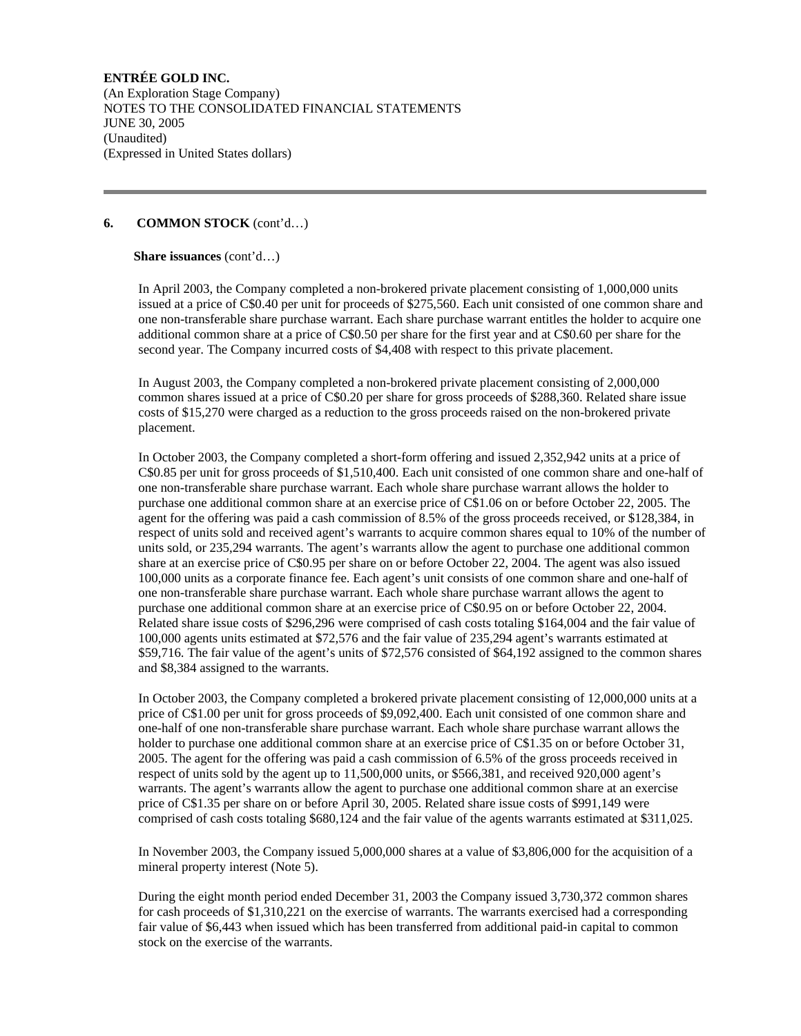## 6. COMMON STOCK (cont'd…)

**Share issuances** (cont'd…)

In April 2003, the Company completed a non-brokered private placement consisting of 1,000,000 units issued at a price of C$0.40 per unit for proceeds of $275,560. Each unit consisted of one common share and one non-transferable share purchase warrant. Each share purchase warrant entitles the holder to acquire one additional common share at a price of C$0.50 per share for the first year and at C$0.60 per share for the second year. The Company incurred costs of $4,408 with respect to this private placement.

In August 2003, the Company completed a non-brokered private placement consisting of 2,000,000 common shares issued at a price of C$0.20 per share for gross proceeds of $288,360. Related share issue costs of $15,270 were charged as a reduction to the gross proceeds raised on the non-brokered private placement.

In October 2003, the Company completed a short-form offering and issued 2,352,942 units at a price of C$0.85 per unit for gross proceeds of $1,510,400. Each unit consisted of one common share and one-half of one non-transferable share purchase warrant. Each whole share purchase warrant allows the holder to purchase one additional common share at an exercise price of C$1.06 on or before October 22, 2005. The agent for the offering was paid a cash commission of 8.5% of the gross proceeds received, or $128,384, in respect of units sold and received agent's warrants to acquire common shares equal to 10% of the number of units sold, or 235,294 warrants. The agent's warrants allow the agent to purchase one additional common share at an exercise price of C$0.95 per share on or before October 22, 2004. The agent was also issued 100,000 units as a corporate finance fee. Each agent's unit consists of one common share and one-half of one non-transferable share purchase warrant. Each whole share purchase warrant allows the agent to purchase one additional common share at an exercise price of C$0.95 on or before October 22, 2004. Related share issue costs of $296,296 were comprised of cash costs totaling $164,004 and the fair value of 100,000 agents units estimated at $72,576 and the fair value of 235,294 agent's warrants estimated at $59,716. The fair value of the agent's units of $72,576 consisted of $64,192 assigned to the common shares and $8,384 assigned to the warrants.

In October 2003, the Company completed a brokered private placement consisting of 12,000,000 units at a price of C$1.00 per unit for gross proceeds of $9,092,400. Each unit consisted of one common share and one-half of one non-transferable share purchase warrant. Each whole share purchase warrant allows the holder to purchase one additional common share at an exercise price of C$1.35 on or before October 31, 2005. The agent for the offering was paid a cash commission of 6.5% of the gross proceeds received in respect of units sold by the agent up to 11,500,000 units, or $566,381, and received 920,000 agent's warrants. The agent's warrants allow the agent to purchase one additional common share at an exercise price of C$1.35 per share on or before April 30, 2005. Related share issue costs of $991,149 were comprised of cash costs totaling $680,124 and the fair value of the agents warrants estimated at $311,025.

In November 2003, the Company issued 5,000,000 shares at a value of $3,806,000 for the acquisition of a mineral property interest (Note 5).

During the eight month period ended December 31, 2003 the Company issued 3,730,372 common shares for cash proceeds of $1,310,221 on the exercise of warrants. The warrants exercised had a corresponding fair value of $6,443 when issued which has been transferred from additional paid-in capital to common stock on the exercise of the warrants.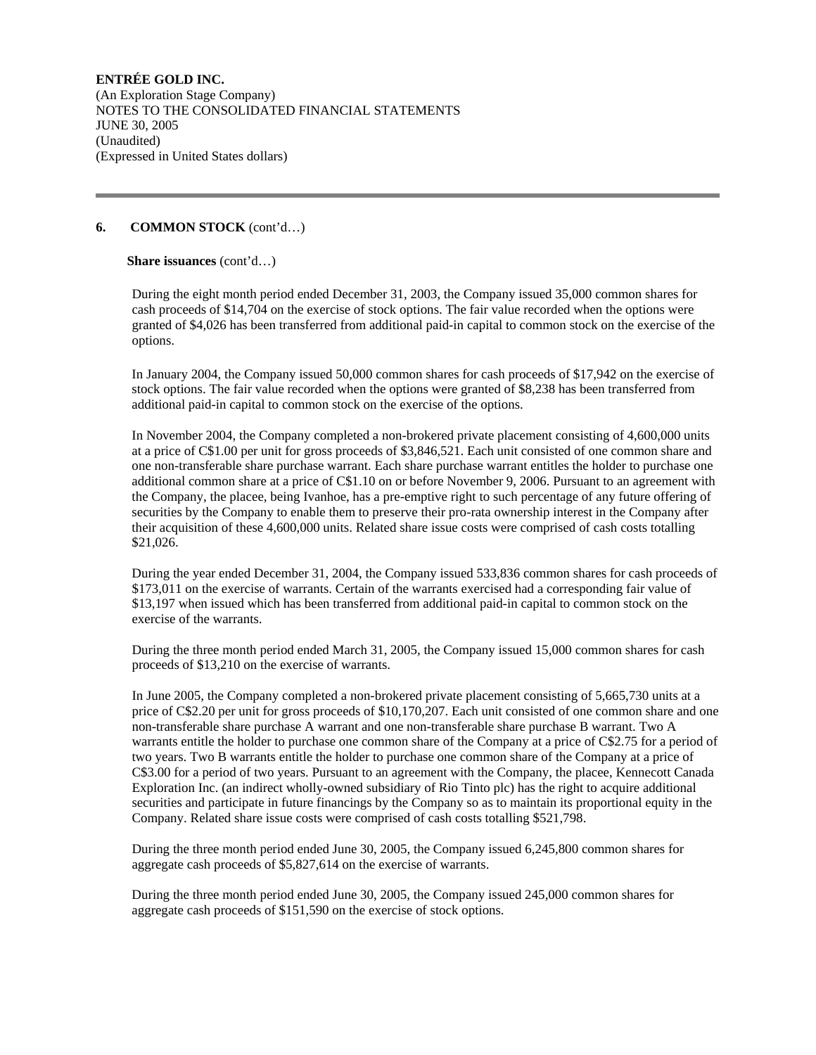**ENTRÉE GOLD INC.**
(An Exploration Stage Company)
NOTES TO THE CONSOLIDATED FINANCIAL STATEMENTS
JUNE 30, 2005
(Unaudited)
(Expressed in United States dollars)

---

**6. COMMON STOCK** (cont'd…)

**Share issuances** (cont'd…)

During the eight month period ended December 31, 2003, the Company issued 35,000 common shares for cash proceeds of $14,704 on the exercise of stock options. The fair value recorded when the options were granted of $4,026 has been transferred from additional paid-in capital to common stock on the exercise of the options.

In January 2004, the Company issued 50,000 common shares for cash proceeds of $17,942 on the exercise of stock options. The fair value recorded when the options were granted of $8,238 has been transferred from additional paid-in capital to common stock on the exercise of the options.

In November 2004, the Company completed a non-brokered private placement consisting of 4,600,000 units at a price of C$1.00 per unit for gross proceeds of $3,846,521. Each unit consisted of one common share and one non-transferable share purchase warrant. Each share purchase warrant entitles the holder to purchase one additional common share at a price of C$1.10 on or before November 9, 2006. Pursuant to an agreement with the Company, the placee, being Ivanhoe, has a pre-emptive right to such percentage of any future offering of securities by the Company to enable them to preserve their pro-rata ownership interest in the Company after their acquisition of these 4,600,000 units. Related share issue costs were comprised of cash costs totalling $21,026.

During the year ended December 31, 2004, the Company issued 533,836 common shares for cash proceeds of $173,011 on the exercise of warrants. Certain of the warrants exercised had a corresponding fair value of $13,197 when issued which has been transferred from additional paid-in capital to common stock on the exercise of the warrants.

During the three month period ended March 31, 2005, the Company issued 15,000 common shares for cash proceeds of $13,210 on the exercise of warrants.

In June 2005, the Company completed a non-brokered private placement consisting of 5,665,730 units at a price of C$2.20 per unit for gross proceeds of $10,170,207. Each unit consisted of one common share and one non-transferable share purchase A warrant and one non-transferable share purchase B warrant. Two A warrants entitle the holder to purchase one common share of the Company at a price of C$2.75 for a period of two years. Two B warrants entitle the holder to purchase one common share of the Company at a price of C$3.00 for a period of two years. Pursuant to an agreement with the Company, the placee, Kennecott Canada Exploration Inc. (an indirect wholly-owned subsidiary of Rio Tinto plc) has the right to acquire additional securities and participate in future financings by the Company so as to maintain its proportional equity in the Company. Related share issue costs were comprised of cash costs totalling $521,798.

During the three month period ended June 30, 2005, the Company issued 6,245,800 common shares for aggregate cash proceeds of $5,827,614 on the exercise of warrants.

During the three month period ended June 30, 2005, the Company issued 245,000 common shares for aggregate cash proceeds of $151,590 on the exercise of stock options.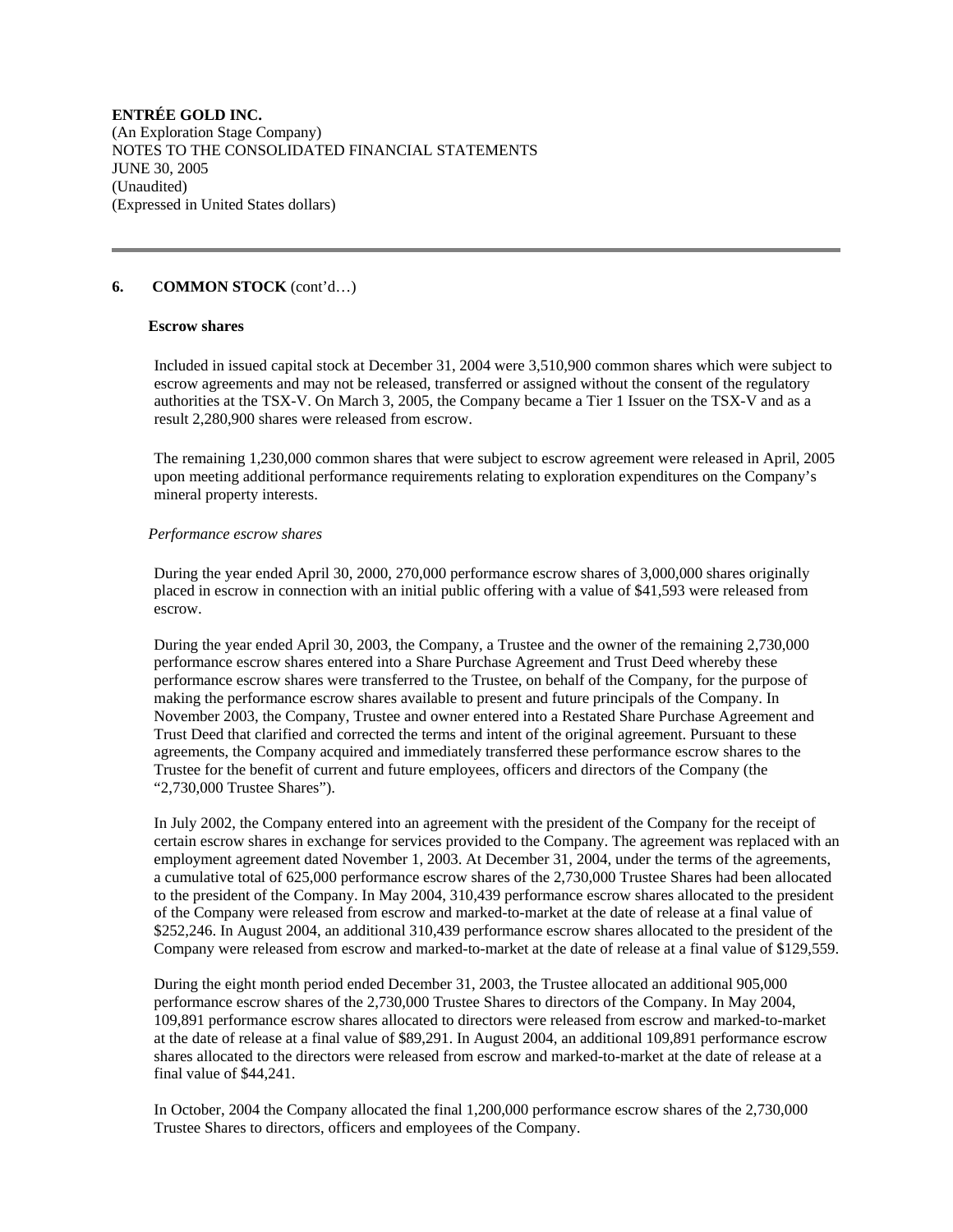## 6. COMMON STOCK (cont'd…)

### Escrow shares

Included in issued capital stock at December 31, 2004 were 3,510,900 common shares which were subject to escrow agreements and may not be released, transferred or assigned without the consent of the regulatory authorities at the TSX-V. On March 3, 2005, the Company became a Tier 1 Issuer on the TSX-V and as a result 2,280,900 shares were released from escrow.

The remaining 1,230,000 common shares that were subject to escrow agreement were released in April, 2005 upon meeting additional performance requirements relating to exploration expenditures on the Company's mineral property interests.

*Performance escrow shares*

During the year ended April 30, 2000, 270,000 performance escrow shares of 3,000,000 shares originally placed in escrow in connection with an initial public offering with a value of $41,593 were released from escrow.

During the year ended April 30, 2003, the Company, a Trustee and the owner of the remaining 2,730,000 performance escrow shares entered into a Share Purchase Agreement and Trust Deed whereby these performance escrow shares were transferred to the Trustee, on behalf of the Company, for the purpose of making the performance escrow shares available to present and future principals of the Company. In November 2003, the Company, Trustee and owner entered into a Restated Share Purchase Agreement and Trust Deed that clarified and corrected the terms and intent of the original agreement. Pursuant to these agreements, the Company acquired and immediately transferred these performance escrow shares to the Trustee for the benefit of current and future employees, officers and directors of the Company (the "2,730,000 Trustee Shares").

In July 2002, the Company entered into an agreement with the president of the Company for the receipt of certain escrow shares in exchange for services provided to the Company. The agreement was replaced with an employment agreement dated November 1, 2003. At December 31, 2004, under the terms of the agreements, a cumulative total of 625,000 performance escrow shares of the 2,730,000 Trustee Shares had been allocated to the president of the Company. In May 2004, 310,439 performance escrow shares allocated to the president of the Company were released from escrow and marked-to-market at the date of release at a final value of $252,246. In August 2004, an additional 310,439 performance escrow shares allocated to the president of the Company were released from escrow and marked-to-market at the date of release at a final value of $129,559.

During the eight month period ended December 31, 2003, the Trustee allocated an additional 905,000 performance escrow shares of the 2,730,000 Trustee Shares to directors of the Company. In May 2004, 109,891 performance escrow shares allocated to directors were released from escrow and marked-to-market at the date of release at a final value of $89,291. In August 2004, an additional 109,891 performance escrow shares allocated to the directors were released from escrow and marked-to-market at the date of release at a final value of $44,241.

In October, 2004 the Company allocated the final 1,200,000 performance escrow shares of the 2,730,000 Trustee Shares to directors, officers and employees of the Company.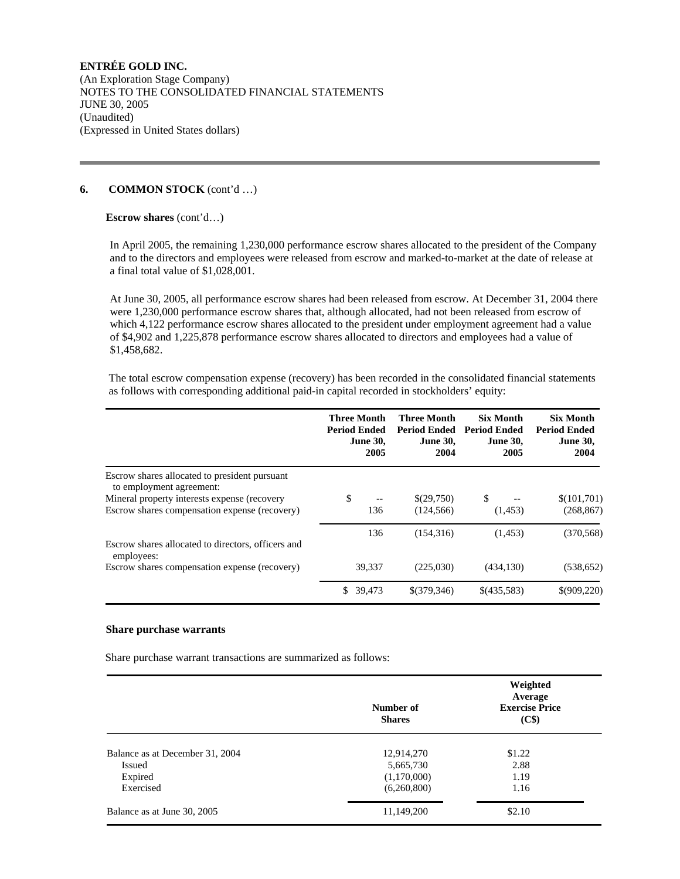**ENTRÉE GOLD INC.**
(An Exploration Stage Company)
NOTES TO THE CONSOLIDATED FINANCIAL STATEMENTS
JUNE 30, 2005
(Unaudited)
(Expressed in United States dollars)

## 6. COMMON STOCK (cont'd …)

**Escrow shares** (cont'd…)

In April 2005, the remaining 1,230,000 performance escrow shares allocated to the president of the Company and to the directors and employees were released from escrow and marked-to-market at the date of release at a final total value of $1,028,001.

At June 30, 2005, all performance escrow shares had been released from escrow. At December 31, 2004 there were 1,230,000 performance escrow shares that, although allocated, had not been released from escrow of which 4,122 performance escrow shares allocated to the president under employment agreement had a value of $4,902 and 1,225,878 performance escrow shares allocated to directors and employees had a value of $1,458,682.

The total escrow compensation expense (recovery) has been recorded in the consolidated financial statements as follows with corresponding additional paid-in capital recorded in stockholders' equity:

| | Three Month Period Ended June 30, 2005 | Three Month Period Ended June 30, 2004 | Six Month Period Ended June 30, 2005 | Six Month Period Ended June 30, 2004 |
|---|---|---|---|---|
| Escrow shares allocated to president pursuant to employment agreement: | | | | |
| Mineral property interests expense (recovery | $ -- | $(29,750) | $ -- | $(101,701) |
| Escrow shares compensation expense (recovery) | 136 | (124,566) | (1,453) | (268,867) |
| | 136 | (154,316) | (1,453) | (370,568) |
| Escrow shares allocated to directors, officers and employees: | | | | |
| Escrow shares compensation expense (recovery) | 39,337 | (225,030) | (434,130) | (538,652) |
| | $ 39,473 | $(379,346) | $(435,583) | $(909,220) |

**Share purchase warrants**

Share purchase warrant transactions are summarized as follows:

| | Number of Shares | Weighted Average Exercise Price (C$) |
|---|---|---|
| Balance as at December 31, 2004 | 12,914,270 | $1.22 |
| Issued | 5,665,730 | 2.88 |
| Expired | (1,170,000) | 1.19 |
| Exercised | (6,260,800) | 1.16 |
| Balance as at June 30, 2005 | 11,149,200 | $2.10 |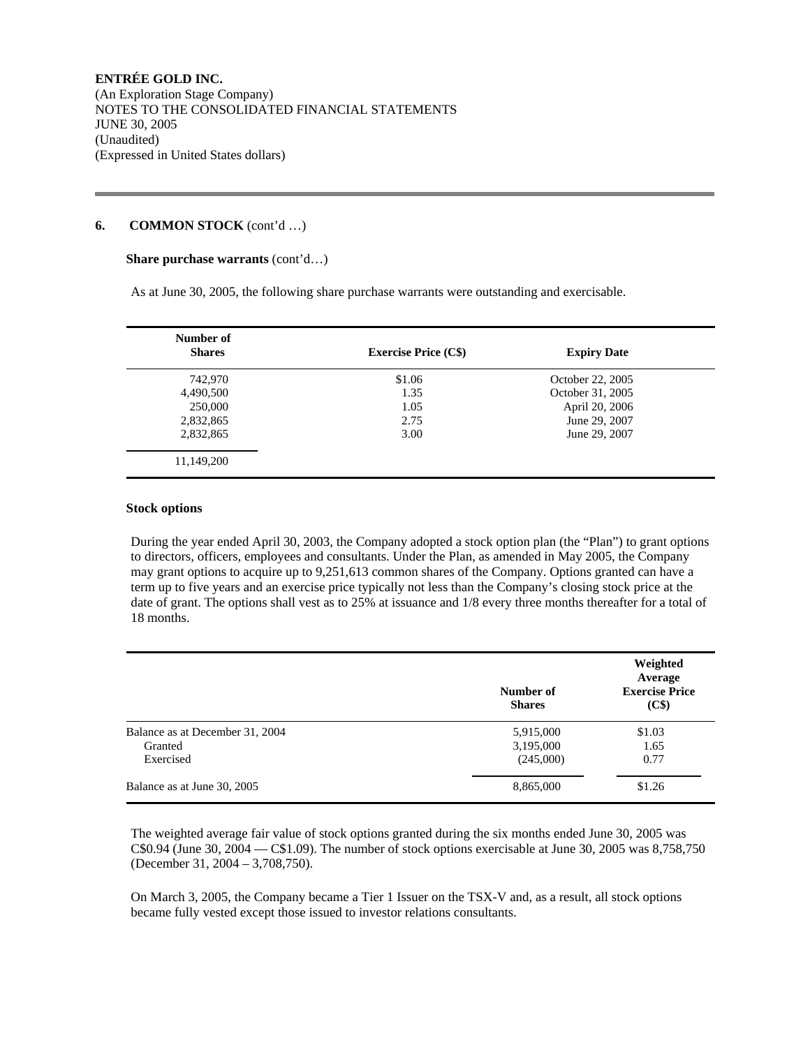**ENTRÉE GOLD INC.**
(An Exploration Stage Company)
NOTES TO THE CONSOLIDATED FINANCIAL STATEMENTS
JUNE 30, 2005
(Unaudited)
(Expressed in United States dollars)

## 6. COMMON STOCK (cont'd …)

**Share purchase warrants** (cont'd…)

As at June 30, 2005, the following share purchase warrants were outstanding and exercisable.

| Number of Shares | Exercise Price (C$) | Expiry Date |
|---|---|---|
| 742,970 | $1.06 | October 22, 2005 |
| 4,490,500 | 1.35 | October 31, 2005 |
| 250,000 | 1.05 | April 20, 2006 |
| 2,832,865 | 2.75 | June 29, 2007 |
| 2,832,865 | 3.00 | June 29, 2007 |
| 11,149,200 | | |

**Stock options**

During the year ended April 30, 2003, the Company adopted a stock option plan (the "Plan") to grant options to directors, officers, employees and consultants. Under the Plan, as amended in May 2005, the Company may grant options to acquire up to 9,251,613 common shares of the Company. Options granted can have a term up to five years and an exercise price typically not less than the Company's closing stock price at the date of grant. The options shall vest as to 25% at issuance and 1/8 every three months thereafter for a total of 18 months.

| | Number of Shares | Weighted Average Exercise Price (C$) |
|---|---|---|
| Balance as at December 31, 2004 | 5,915,000 | $1.03 |
| Granted | 3,195,000 | 1.65 |
| Exercised | (245,000) | 0.77 |
| Balance as at June 30, 2005 | 8,865,000 | $1.26 |

The weighted average fair value of stock options granted during the six months ended June 30, 2005 was C$0.94 (June 30, 2004 — C$1.09). The number of stock options exercisable at June 30, 2005 was 8,758,750 (December 31, 2004 – 3,708,750).

On March 3, 2005, the Company became a Tier 1 Issuer on the TSX-V and, as a result, all stock options became fully vested except those issued to investor relations consultants.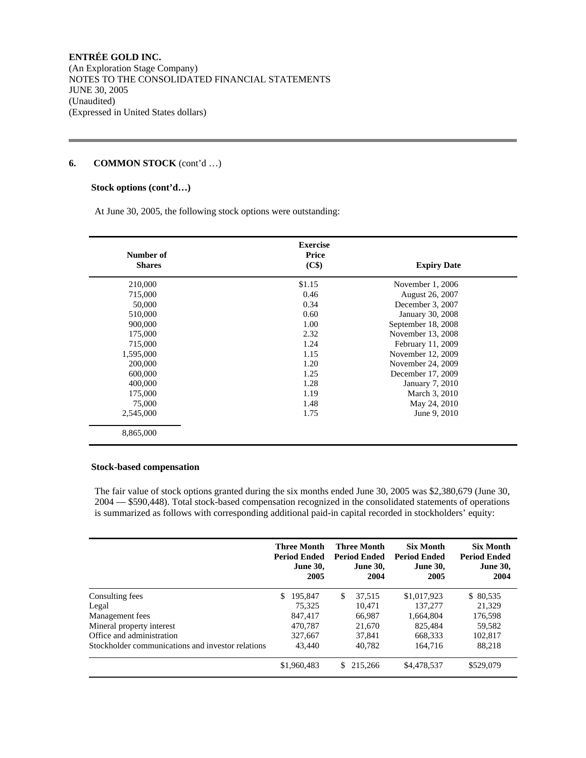**ENTRÉE GOLD INC.**
(An Exploration Stage Company)
NOTES TO THE CONSOLIDATED FINANCIAL STATEMENTS
JUNE 30, 2005
(Unaudited)
(Expressed in United States dollars)

## 6. COMMON STOCK (cont'd …)

### Stock options (cont'd…)

At June 30, 2005, the following stock options were outstanding:

| Number of Shares | Exercise Price (C$) | Expiry Date |
|---|---|---|
| 210,000 | $1.15 | November 1, 2006 |
| 715,000 | 0.46 | August 26, 2007 |
| 50,000 | 0.34 | December 3, 2007 |
| 510,000 | 0.60 | January 30, 2008 |
| 900,000 | 1.00 | September 18, 2008 |
| 175,000 | 2.32 | November 13, 2008 |
| 715,000 | 1.24 | February 11, 2009 |
| 1,595,000 | 1.15 | November 12, 2009 |
| 200,000 | 1.20 | November 24, 2009 |
| 600,000 | 1.25 | December 17, 2009 |
| 400,000 | 1.28 | January 7, 2010 |
| 175,000 | 1.19 | March 3, 2010 |
| 75,000 | 1.48 | May 24, 2010 |
| 2,545,000 | 1.75 | June 9, 2010 |
| 8,865,000 | | |

### Stock-based compensation

The fair value of stock options granted during the six months ended June 30, 2005 was $2,380,679 (June 30, 2004 — $590,448). Total stock-based compensation recognized in the consolidated statements of operations is summarized as follows with corresponding additional paid-in capital recorded in stockholders' equity:

| | Three Month Period Ended June 30, 2005 | Three Month Period Ended June 30, 2004 | Six Month Period Ended June 30, 2005 | Six Month Period Ended June 30, 2004 |
|---|---|---|---|---|
| Consulting fees | $ 195,847 | $ 37,515 | $1,017,923 | $ 80,535 |
| Legal | 75,325 | 10,471 | 137,277 | 21,329 |
| Management fees | 847,417 | 66,987 | 1,664,804 | 176,598 |
| Mineral property interest | 470,787 | 21,670 | 825,484 | 59,582 |
| Office and administration | 327,667 | 37,841 | 668,333 | 102,817 |
| Stockholder communications and investor relations | 43,440 | 40,782 | 164,716 | 88,218 |
| | $1,960,483 | $ 215,266 | $4,478,537 | $529,079 |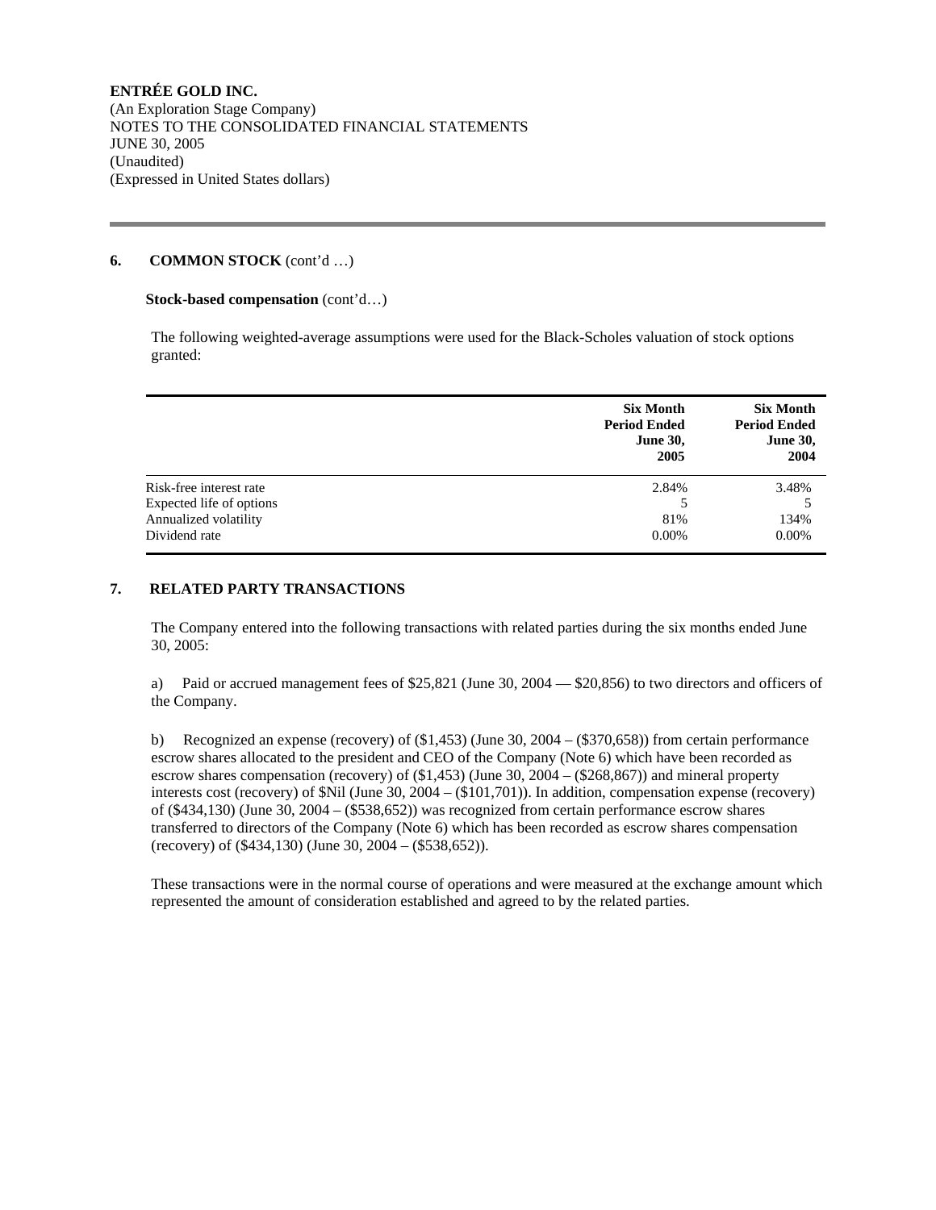**ENTRÉE GOLD INC.**
(An Exploration Stage Company)
NOTES TO THE CONSOLIDATED FINANCIAL STATEMENTS
JUNE 30, 2005
(Unaudited)
(Expressed in United States dollars)

## 6. COMMON STOCK (cont'd …)

**Stock-based compensation** (cont'd…)

The following weighted-average assumptions were used for the Black-Scholes valuation of stock options granted:

| | Six Month Period Ended June 30, 2005 | Six Month Period Ended June 30, 2004 |
|---|---|---|
| Risk-free interest rate | 2.84% | 3.48% |
| Expected life of options | 5 | 5 |
| Annualized volatility | 81% | 134% |
| Dividend rate | 0.00% | 0.00% |

## 7. RELATED PARTY TRANSACTIONS

The Company entered into the following transactions with related parties during the six months ended June 30, 2005:

a) Paid or accrued management fees of $25,821 (June 30, 2004 — $20,856) to two directors and officers of the Company.

b) Recognized an expense (recovery) of ($1,453) (June 30, 2004 – ($370,658)) from certain performance escrow shares allocated to the president and CEO of the Company (Note 6) which have been recorded as escrow shares compensation (recovery) of ($1,453) (June 30, 2004 – ($268,867)) and mineral property interests cost (recovery) of $Nil (June 30, 2004 – ($101,701)). In addition, compensation expense (recovery) of ($434,130) (June 30, 2004 – ($538,652)) was recognized from certain performance escrow shares transferred to directors of the Company (Note 6) which has been recorded as escrow shares compensation (recovery) of ($434,130) (June 30, 2004 – ($538,652)).

These transactions were in the normal course of operations and were measured at the exchange amount which represented the amount of consideration established and agreed to by the related parties.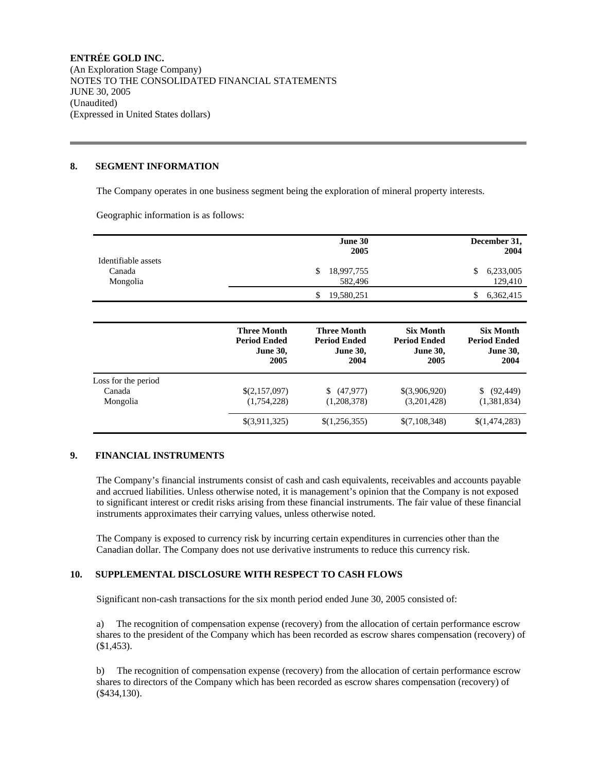**ENTRÉE GOLD INC.**
(An Exploration Stage Company)
NOTES TO THE CONSOLIDATED FINANCIAL STATEMENTS
JUNE 30, 2005
(Unaudited)
(Expressed in United States dollars)

## 8. SEGMENT INFORMATION

The Company operates in one business segment being the exploration of mineral property interests.

Geographic information is as follows:

| | June 30 2005 | December 31, 2004 |
|---|---|---|
| Identifiable assets | | |
| Canada | $ 18,997,755 | $ 6,233,005 |
| Mongolia | 582,496 | 129,410 |
| | $ 19,580,251 | $ 6,362,415 |

| | Three Month Period Ended June 30, 2005 | Three Month Period Ended June 30, 2004 | Six Month Period Ended June 30, 2005 | Six Month Period Ended June 30, 2004 |
|---|---|---|---|---|
| Loss for the period | | | | |
| Canada | $(2,157,097) | $ (47,977) | $(3,906,920) | $ (92,449) |
| Mongolia | (1,754,228) | (1,208,378) | (3,201,428) | (1,381,834) |
| | $(3,911,325) | $(1,256,355) | $(7,108,348) | $(1,474,283) |

## 9. FINANCIAL INSTRUMENTS

The Company's financial instruments consist of cash and cash equivalents, receivables and accounts payable and accrued liabilities. Unless otherwise noted, it is management's opinion that the Company is not exposed to significant interest or credit risks arising from these financial instruments. The fair value of these financial instruments approximates their carrying values, unless otherwise noted.

The Company is exposed to currency risk by incurring certain expenditures in currencies other than the Canadian dollar. The Company does not use derivative instruments to reduce this currency risk.

## 10. SUPPLEMENTAL DISCLOSURE WITH RESPECT TO CASH FLOWS

Significant non-cash transactions for the six month period ended June 30, 2005 consisted of:

a) The recognition of compensation expense (recovery) from the allocation of certain performance escrow shares to the president of the Company which has been recorded as escrow shares compensation (recovery) of ($1,453).

b) The recognition of compensation expense (recovery) from the allocation of certain performance escrow shares to directors of the Company which has been recorded as escrow shares compensation (recovery) of ($434,130).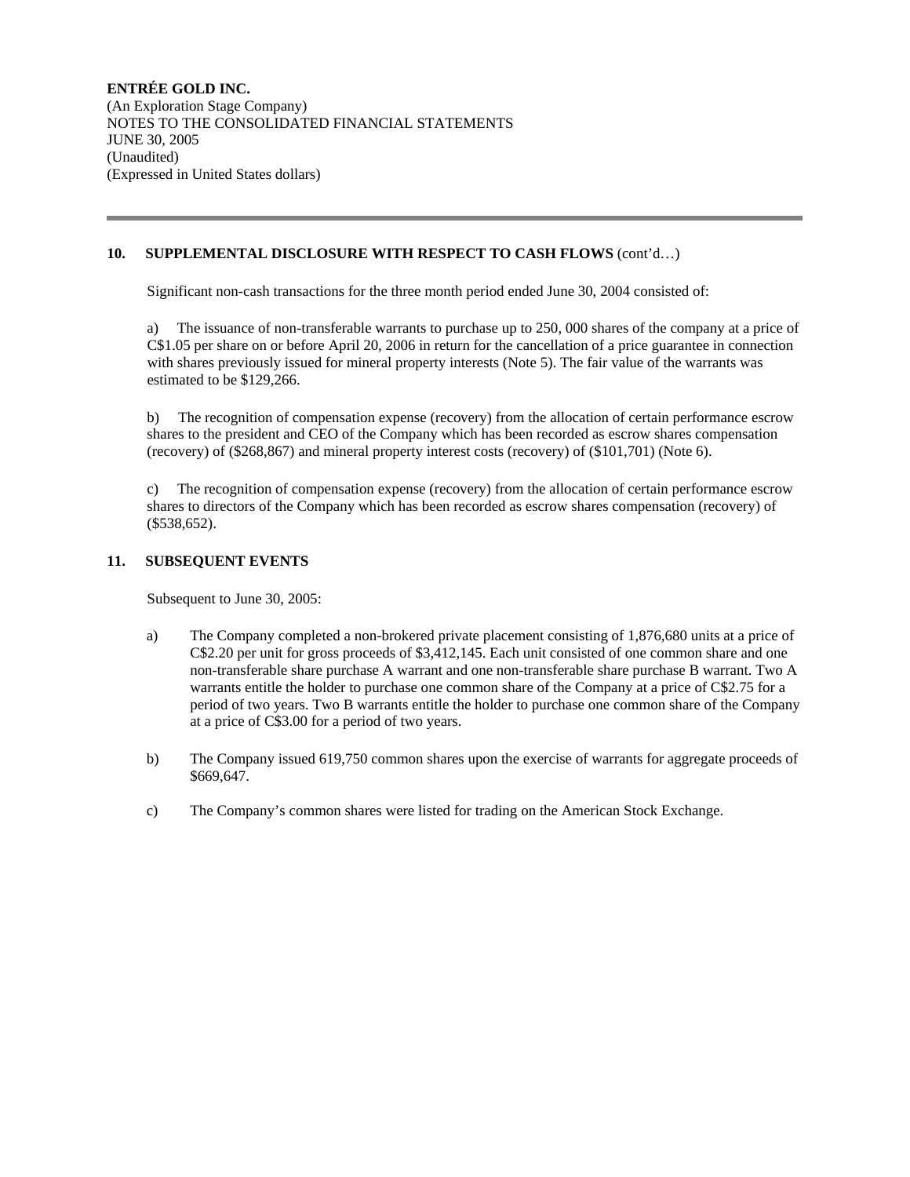**ENTRÉE GOLD INC.**
(An Exploration Stage Company)
NOTES TO THE CONSOLIDATED FINANCIAL STATEMENTS
JUNE 30, 2005
(Unaudited)
(Expressed in United States dollars)

---

## 10. SUPPLEMENTAL DISCLOSURE WITH RESPECT TO CASH FLOWS (cont'd…)

Significant non-cash transactions for the three month period ended June 30, 2004 consisted of:

a) The issuance of non-transferable warrants to purchase up to 250, 000 shares of the company at a price of C$1.05 per share on or before April 20, 2006 in return for the cancellation of a price guarantee in connection with shares previously issued for mineral property interests (Note 5). The fair value of the warrants was estimated to be $129,266.

b) The recognition of compensation expense (recovery) from the allocation of certain performance escrow shares to the president and CEO of the Company which has been recorded as escrow shares compensation (recovery) of ($268,867) and mineral property interest costs (recovery) of ($101,701) (Note 6).

c) The recognition of compensation expense (recovery) from the allocation of certain performance escrow shares to directors of the Company which has been recorded as escrow shares compensation (recovery) of ($538,652).

## 11. SUBSEQUENT EVENTS

Subsequent to June 30, 2005:

a) The Company completed a non-brokered private placement consisting of 1,876,680 units at a price of C$2.20 per unit for gross proceeds of $3,412,145. Each unit consisted of one common share and one non-transferable share purchase A warrant and one non-transferable share purchase B warrant. Two A warrants entitle the holder to purchase one common share of the Company at a price of C$2.75 for a period of two years. Two B warrants entitle the holder to purchase one common share of the Company at a price of C$3.00 for a period of two years.

b) The Company issued 619,750 common shares upon the exercise of warrants for aggregate proceeds of $669,647.

c) The Company's common shares were listed for trading on the American Stock Exchange.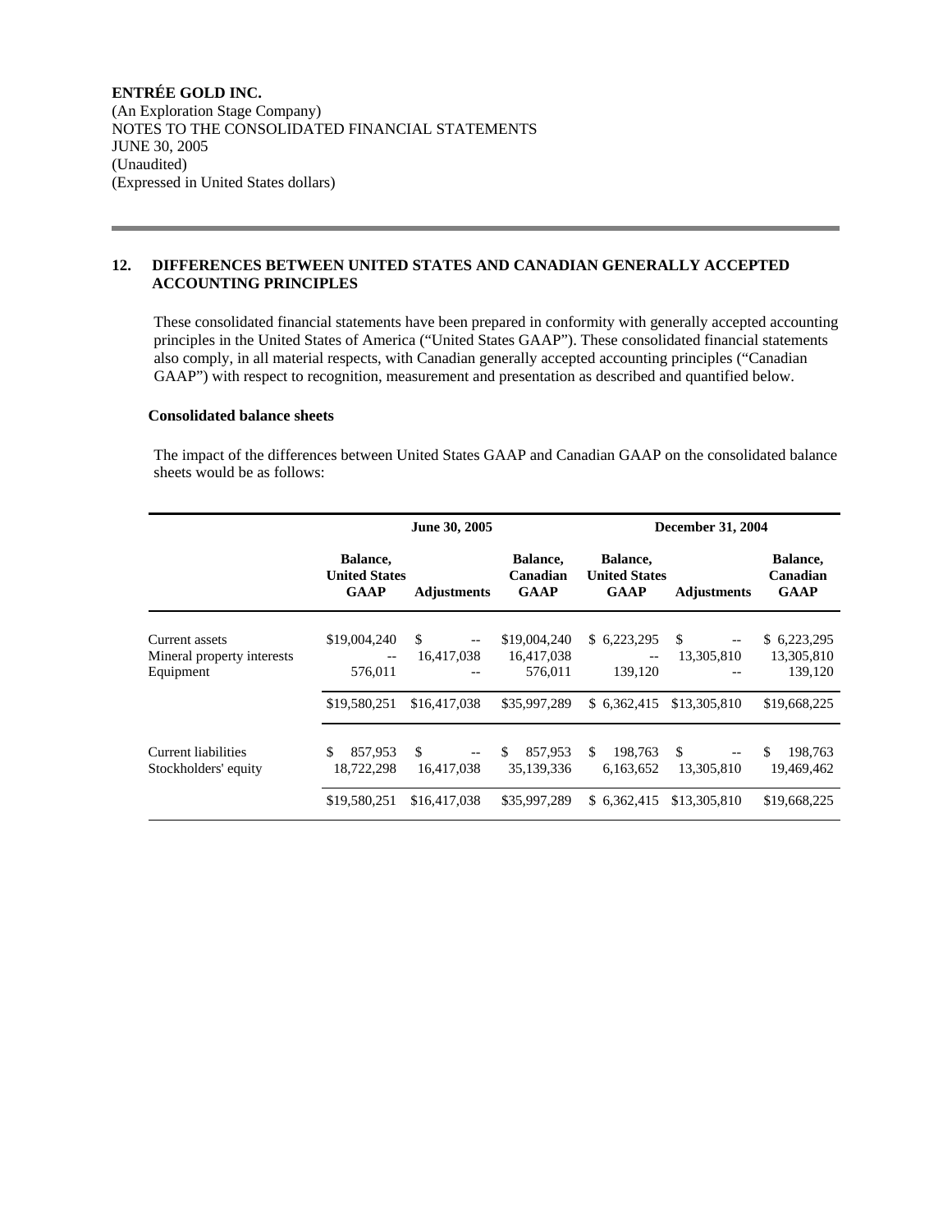**ENTRÉE GOLD INC.**
(An Exploration Stage Company)
NOTES TO THE CONSOLIDATED FINANCIAL STATEMENTS
JUNE 30, 2005
(Unaudited)
(Expressed in United States dollars)

## 12. DIFFERENCES BETWEEN UNITED STATES AND CANADIAN GENERALLY ACCEPTED ACCOUNTING PRINCIPLES

These consolidated financial statements have been prepared in conformity with generally accepted accounting principles in the United States of America ("United States GAAP"). These consolidated financial statements also comply, in all material respects, with Canadian generally accepted accounting principles ("Canadian GAAP") with respect to recognition, measurement and presentation as described and quantified below.

### Consolidated balance sheets

The impact of the differences between United States GAAP and Canadian GAAP on the consolidated balance sheets would be as follows:

| | June 30, 2005 | | | December 31, 2004 | | |
|---|---|---|---|---|---|---|
| | Balance, United States GAAP | Adjustments | Balance, Canadian GAAP | Balance, United States GAAP | Adjustments | Balance, Canadian GAAP |
| Current assets | $19,004,240 | $ -- | $19,004,240 | $ 6,223,295 | $ -- | $ 6,223,295 |
| Mineral property interests | -- | 16,417,038 | 16,417,038 | -- | 13,305,810 | 13,305,810 |
| Equipment | 576,011 | -- | 576,011 | 139,120 | -- | 139,120 |
| | $19,580,251 | $16,417,038 | $35,997,289 | $ 6,362,415 | $13,305,810 | $19,668,225 |
| Current liabilities | $ 857,953 | $ -- | $ 857,953 | $ 198,763 | $ -- | $ 198,763 |
| Stockholders' equity | 18,722,298 | 16,417,038 | 35,139,336 | 6,163,652 | 13,305,810 | 19,469,462 |
| | $19,580,251 | $16,417,038 | $35,997,289 | $ 6,362,415 | $13,305,810 | $19,668,225 |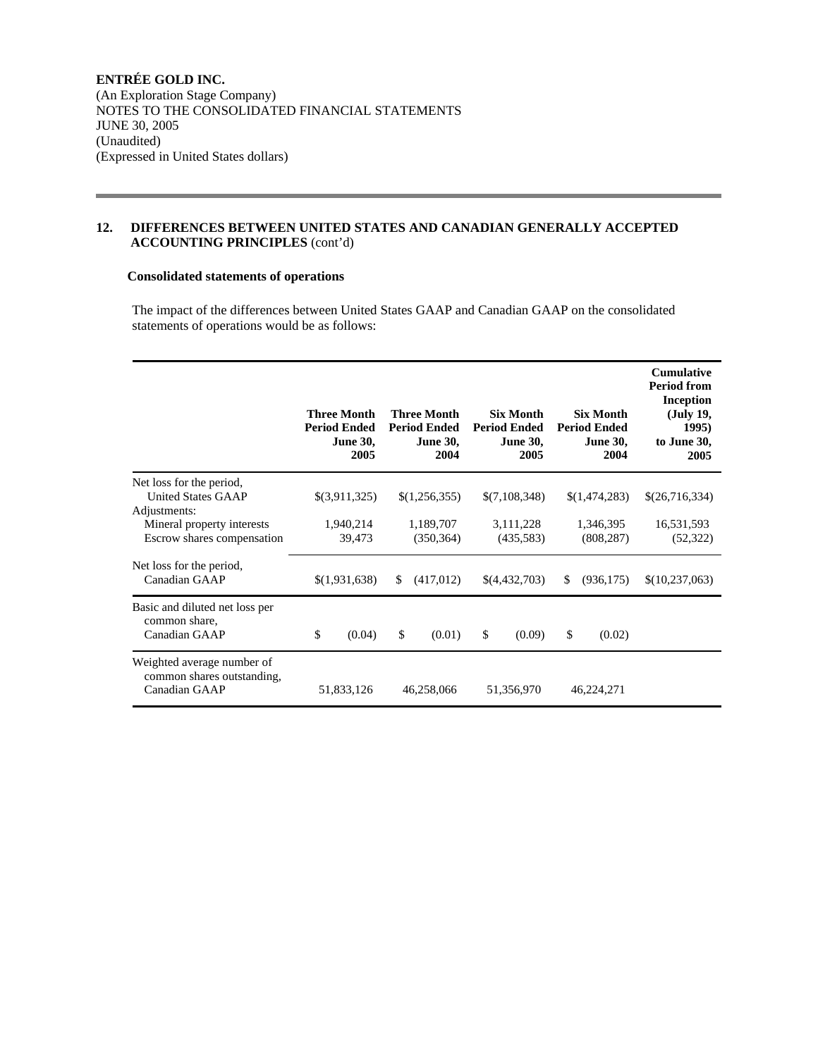**ENTRÉE GOLD INC.**
(An Exploration Stage Company)
NOTES TO THE CONSOLIDATED FINANCIAL STATEMENTS
JUNE 30, 2005
(Unaudited)
(Expressed in United States dollars)

## 12. DIFFERENCES BETWEEN UNITED STATES AND CANADIAN GENERALLY ACCEPTED ACCOUNTING PRINCIPLES (cont'd)

### Consolidated statements of operations

The impact of the differences between United States GAAP and Canadian GAAP on the consolidated statements of operations would be as follows:

| | Three Month Period Ended June 30, 2005 | Three Month Period Ended June 30, 2004 | Six Month Period Ended June 30, 2005 | Six Month Period Ended June 30, 2004 | Cumulative Period from Inception (July 19, 1995) to June 30, 2005 |
|---|---|---|---|---|---|
| Net loss for the period, United States GAAP | $(3,911,325) | $(1,256,355) | $(7,108,348) | $(1,474,283) | $(26,716,334) |
| Adjustments: | | | | | |
| Mineral property interests | 1,940,214 | 1,189,707 | 3,111,228 | 1,346,395 | 16,531,593 |
| Escrow shares compensation | 39,473 | (350,364) | (435,583) | (808,287) | (52,322) |
| Net loss for the period, Canadian GAAP | $(1,931,638) | $ (417,012) | $(4,432,703) | $ (936,175) | $(10,237,063) |
| Basic and diluted net loss per common share, Canadian GAAP | $ (0.04) | $ (0.01) | $ (0.09) | $ (0.02) | |
| Weighted average number of common shares outstanding, Canadian GAAP | 51,833,126 | 46,258,066 | 51,356,970 | 46,224,271 | |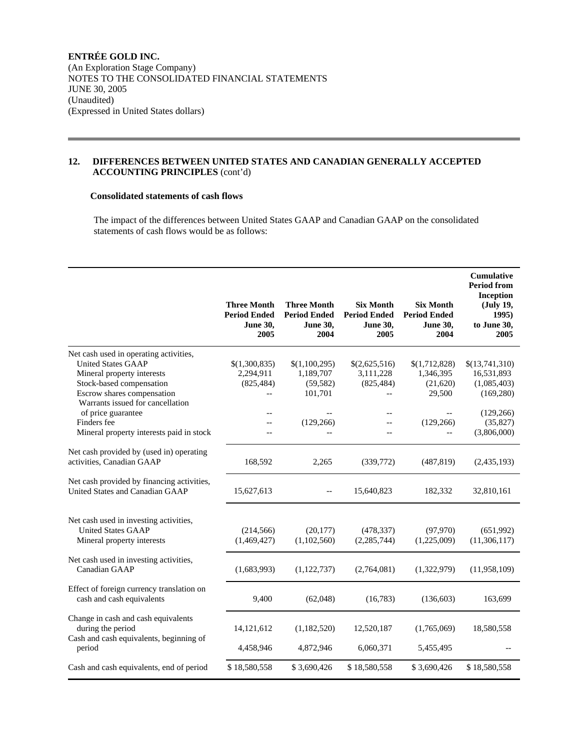**ENTRÉE GOLD INC.**
(An Exploration Stage Company)
NOTES TO THE CONSOLIDATED FINANCIAL STATEMENTS
JUNE 30, 2005
(Unaudited)
(Expressed in United States dollars)

---

**12. DIFFERENCES BETWEEN UNITED STATES AND CANADIAN GENERALLY ACCEPTED ACCOUNTING PRINCIPLES** (cont'd)

**Consolidated statements of cash flows**

The impact of the differences between United States GAAP and Canadian GAAP on the consolidated statements of cash flows would be as follows:

| | Three Month Period Ended June 30, 2005 | Three Month Period Ended June 30, 2004 | Six Month Period Ended June 30, 2005 | Six Month Period Ended June 30, 2004 | Cumulative Period from Inception (July 19, 1995) to June 30, 2005 |
|---|---|---|---|---|---|
| Net cash used in operating activities, | | | | | |
| United States GAAP | $(1,300,835) | $(1,100,295) | $(2,625,516) | $(1,712,828) | $(13,741,310) |
| Mineral property interests | 2,294,911 | 1,189,707 | 3,111,228 | 1,346,395 | 16,531,893 |
| Stock-based compensation | (825,484) | (59,582) | (825,484) | (21,620) | (1,085,403) |
| Escrow shares compensation | -- | 101,701 | -- | 29,500 | (169,280) |
| Warrants issued for cancellation of price guarantee | -- | -- | -- | -- | (129,266) |
| Finders fee | -- | (129,266) | -- | (129,266) | (35,827) |
| Mineral property interests paid in stock | -- | -- | -- | -- | (3,806,000) |
| Net cash provided by (used in) operating activities, Canadian GAAP | 168,592 | 2,265 | (339,772) | (487,819) | (2,435,193) |
| Net cash provided by financing activities, United States and Canadian GAAP | 15,627,613 | -- | 15,640,823 | 182,332 | 32,810,161 |
| Net cash used in investing activities, | | | | | |
| United States GAAP | (214,566) | (20,177) | (478,337) | (97,970) | (651,992) |
| Mineral property interests | (1,469,427) | (1,102,560) | (2,285,744) | (1,225,009) | (11,306,117) |
| Net cash used in investing activities, Canadian GAAP | (1,683,993) | (1,122,737) | (2,764,081) | (1,322,979) | (11,958,109) |
| Effect of foreign currency translation on cash and cash equivalents | 9,400 | (62,048) | (16,783) | (136,603) | 163,699 |
| Change in cash and cash equivalents during the period | 14,121,612 | (1,182,520) | 12,520,187 | (1,765,069) | 18,580,558 |
| Cash and cash equivalents, beginning of period | 4,458,946 | 4,872,946 | 6,060,371 | 5,455,495 | -- |
| Cash and cash equivalents, end of period | $ 18,580,558 | $ 3,690,426 | $ 18,580,558 | $ 3,690,426 | $ 18,580,558 |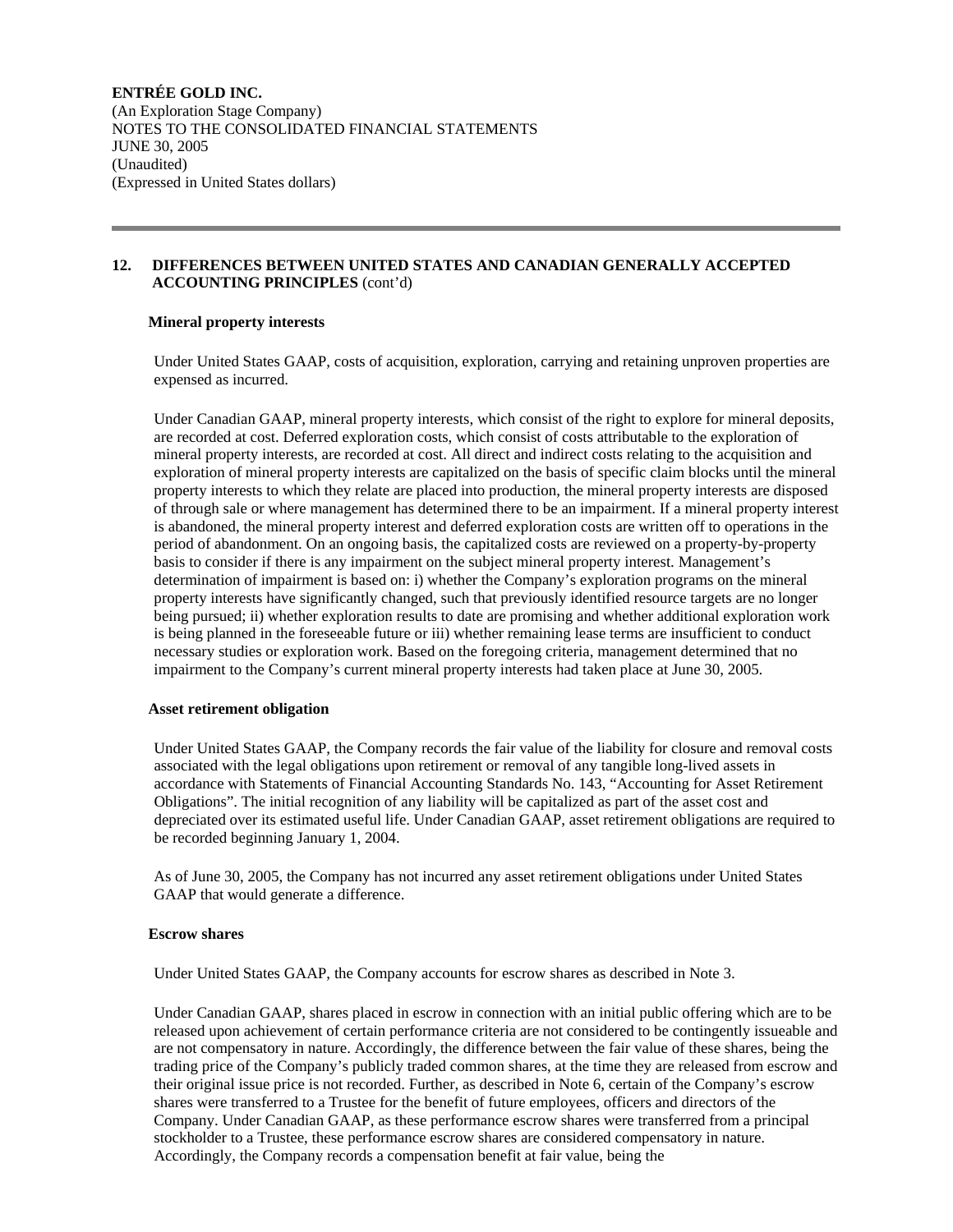## 12. DIFFERENCES BETWEEN UNITED STATES AND CANADIAN GENERALLY ACCEPTED ACCOUNTING PRINCIPLES (cont'd)

**Mineral property interests**

Under United States GAAP, costs of acquisition, exploration, carrying and retaining unproven properties are expensed as incurred.

Under Canadian GAAP, mineral property interests, which consist of the right to explore for mineral deposits, are recorded at cost. Deferred exploration costs, which consist of costs attributable to the exploration of mineral property interests, are recorded at cost. All direct and indirect costs relating to the acquisition and exploration of mineral property interests are capitalized on the basis of specific claim blocks until the mineral property interests to which they relate are placed into production, the mineral property interests are disposed of through sale or where management has determined there to be an impairment. If a mineral property interest is abandoned, the mineral property interest and deferred exploration costs are written off to operations in the period of abandonment. On an ongoing basis, the capitalized costs are reviewed on a property-by-property basis to consider if there is any impairment on the subject mineral property interest. Management's determination of impairment is based on: i) whether the Company's exploration programs on the mineral property interests have significantly changed, such that previously identified resource targets are no longer being pursued; ii) whether exploration results to date are promising and whether additional exploration work is being planned in the foreseeable future or iii) whether remaining lease terms are insufficient to conduct necessary studies or exploration work. Based on the foregoing criteria, management determined that no impairment to the Company's current mineral property interests had taken place at June 30, 2005.

**Asset retirement obligation**

Under United States GAAP, the Company records the fair value of the liability for closure and removal costs associated with the legal obligations upon retirement or removal of any tangible long-lived assets in accordance with Statements of Financial Accounting Standards No. 143, "Accounting for Asset Retirement Obligations". The initial recognition of any liability will be capitalized as part of the asset cost and depreciated over its estimated useful life. Under Canadian GAAP, asset retirement obligations are required to be recorded beginning January 1, 2004.

As of June 30, 2005, the Company has not incurred any asset retirement obligations under United States GAAP that would generate a difference.

**Escrow shares**

Under United States GAAP, the Company accounts for escrow shares as described in Note 3.

Under Canadian GAAP, shares placed in escrow in connection with an initial public offering which are to be released upon achievement of certain performance criteria are not considered to be contingently issueable and are not compensatory in nature. Accordingly, the difference between the fair value of these shares, being the trading price of the Company's publicly traded common shares, at the time they are released from escrow and their original issue price is not recorded. Further, as described in Note 6, certain of the Company's escrow shares were transferred to a Trustee for the benefit of future employees, officers and directors of the Company. Under Canadian GAAP, as these performance escrow shares were transferred from a principal stockholder to a Trustee, these performance escrow shares are considered compensatory in nature. Accordingly, the Company records a compensation benefit at fair value, being the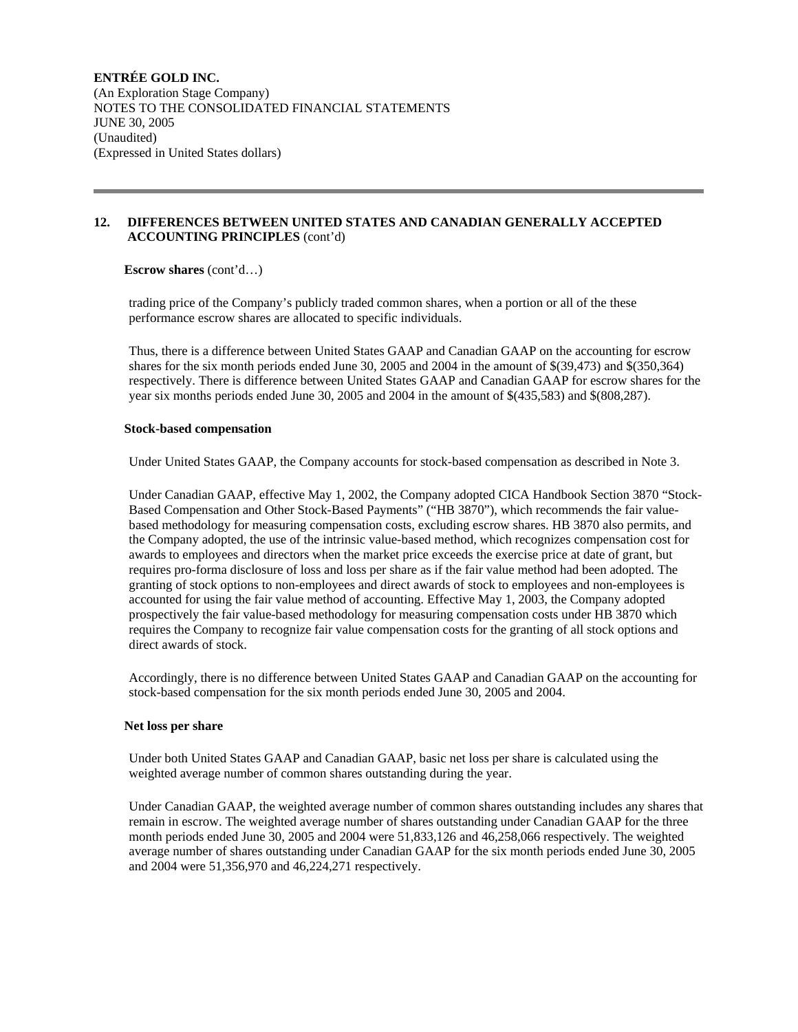**ENTRÉE GOLD INC.**
(An Exploration Stage Company)
NOTES TO THE CONSOLIDATED FINANCIAL STATEMENTS
JUNE 30, 2005
(Unaudited)
(Expressed in United States dollars)

---

**12. DIFFERENCES BETWEEN UNITED STATES AND CANADIAN GENERALLY ACCEPTED ACCOUNTING PRINCIPLES** (cont'd)

**Escrow shares** (cont'd…)

trading price of the Company's publicly traded common shares, when a portion or all of the these performance escrow shares are allocated to specific individuals.

Thus, there is a difference between United States GAAP and Canadian GAAP on the accounting for escrow shares for the six month periods ended June 30, 2005 and 2004 in the amount of $(39,473) and $(350,364) respectively. There is difference between United States GAAP and Canadian GAAP for escrow shares for the year six months periods ended June 30, 2005 and 2004 in the amount of $(435,583) and $(808,287).

**Stock-based compensation**

Under United States GAAP, the Company accounts for stock-based compensation as described in Note 3.

Under Canadian GAAP, effective May 1, 2002, the Company adopted CICA Handbook Section 3870 "Stock-Based Compensation and Other Stock-Based Payments" ("HB 3870"), which recommends the fair value-based methodology for measuring compensation costs, excluding escrow shares. HB 3870 also permits, and the Company adopted, the use of the intrinsic value-based method, which recognizes compensation cost for awards to employees and directors when the market price exceeds the exercise price at date of grant, but requires pro-forma disclosure of loss and loss per share as if the fair value method had been adopted. The granting of stock options to non-employees and direct awards of stock to employees and non-employees is accounted for using the fair value method of accounting. Effective May 1, 2003, the Company adopted prospectively the fair value-based methodology for measuring compensation costs under HB 3870 which requires the Company to recognize fair value compensation costs for the granting of all stock options and direct awards of stock.

Accordingly, there is no difference between United States GAAP and Canadian GAAP on the accounting for stock-based compensation for the six month periods ended June 30, 2005 and 2004.

**Net loss per share**

Under both United States GAAP and Canadian GAAP, basic net loss per share is calculated using the weighted average number of common shares outstanding during the year.

Under Canadian GAAP, the weighted average number of common shares outstanding includes any shares that remain in escrow. The weighted average number of shares outstanding under Canadian GAAP for the three month periods ended June 30, 2005 and 2004 were 51,833,126 and 46,258,066 respectively. The weighted average number of shares outstanding under Canadian GAAP for the six month periods ended June 30, 2005 and 2004 were 51,356,970 and 46,224,271 respectively.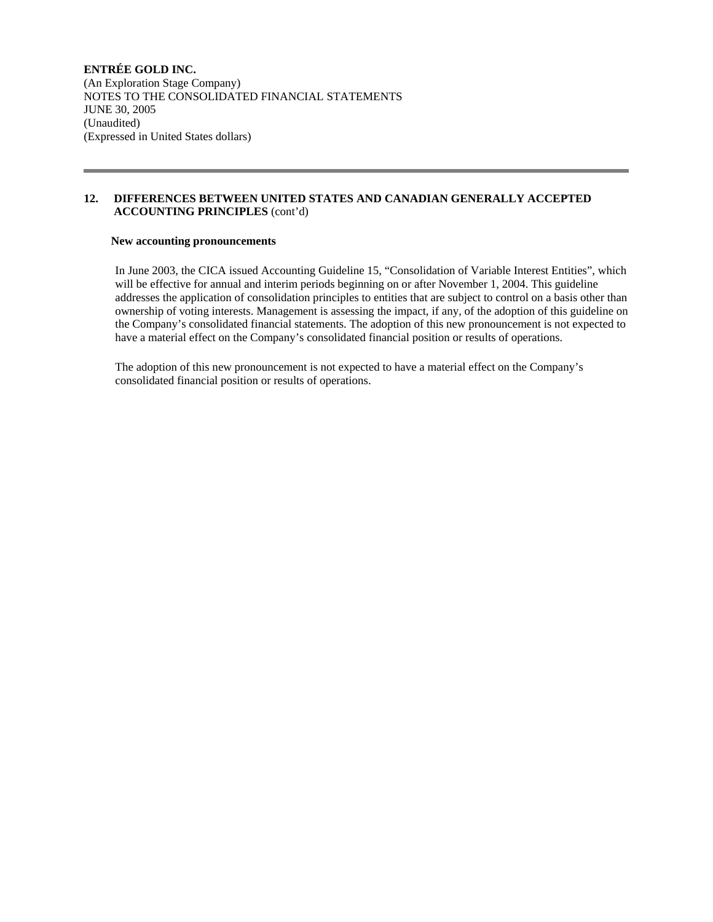**ENTRÉE GOLD INC.**
(An Exploration Stage Company)
NOTES TO THE CONSOLIDATED FINANCIAL STATEMENTS
JUNE 30, 2005
(Unaudited)
(Expressed in United States dollars)

## 12. DIFFERENCES BETWEEN UNITED STATES AND CANADIAN GENERALLY ACCEPTED ACCOUNTING PRINCIPLES (cont'd)

**New accounting pronouncements**

In June 2003, the CICA issued Accounting Guideline 15, "Consolidation of Variable Interest Entities", which will be effective for annual and interim periods beginning on or after November 1, 2004. This guideline addresses the application of consolidation principles to entities that are subject to control on a basis other than ownership of voting interests. Management is assessing the impact, if any, of the adoption of this guideline on the Company's consolidated financial statements. The adoption of this new pronouncement is not expected to have a material effect on the Company's consolidated financial position or results of operations.

The adoption of this new pronouncement is not expected to have a material effect on the Company's consolidated financial position or results of operations.